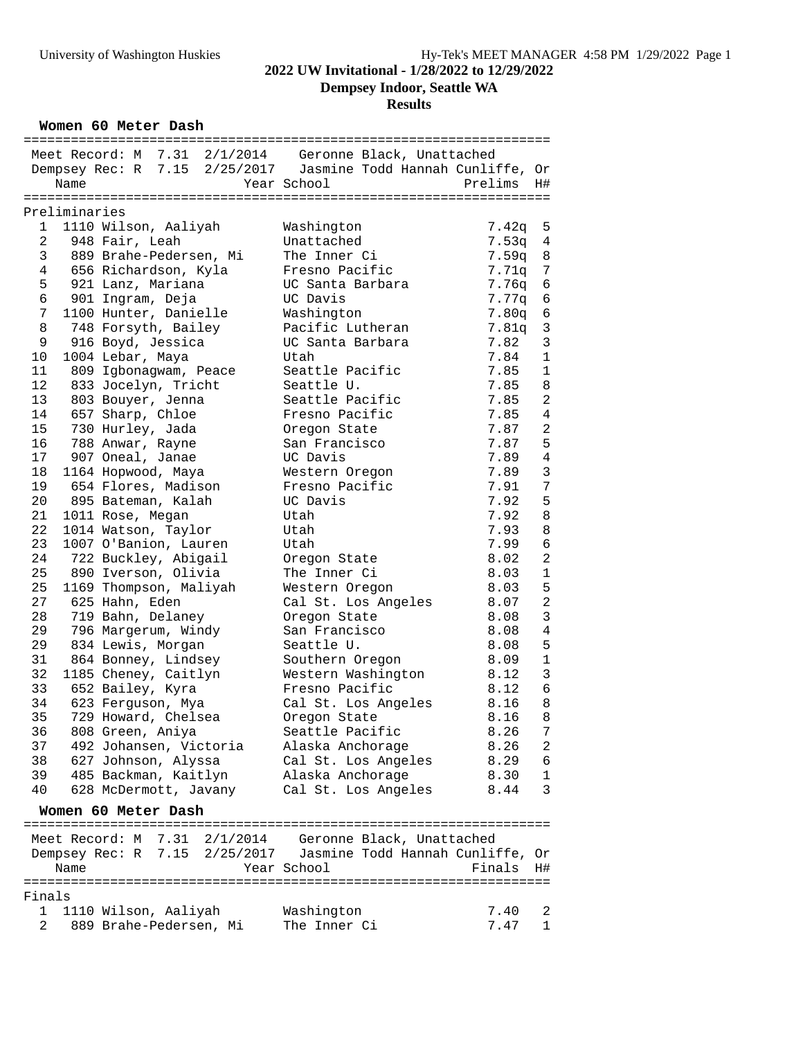# 2022 UW Invitational - 1/28/2022 to 12/29/2022

## Dempsey Indoor, Seattle WA

## Results

### Women 60 Meter Dash

Meet Record: M 7.31 2/1/2014 Geronne Black, Unattached
Dempsey Rec: R 7.15 2/25/2017 Jasmine Todd Hannah Cunliffe, Or

**Preliminaries**

| Place | Name | Year | School | Prelims | H# |
|---|---|---|---|---|---|
| 1 | 1110 Wilson, Aaliyah | | Washington | 7.42q | 5 |
| 2 | 948 Fair, Leah | | Unattached | 7.53q | 4 |
| 3 | 889 Brahe-Pedersen, Mi | | The Inner Ci | 7.59q | 8 |
| 4 | 656 Richardson, Kyla | | Fresno Pacific | 7.71q | 7 |
| 5 | 921 Lanz, Mariana | | UC Santa Barbara | 7.76q | 6 |
| 6 | 901 Ingram, Deja | | UC Davis | 7.77q | 6 |
| 7 | 1100 Hunter, Danielle | | Washington | 7.80q | 6 |
| 8 | 748 Forsyth, Bailey | | Pacific Lutheran | 7.81q | 3 |
| 9 | 916 Boyd, Jessica | | UC Santa Barbara | 7.82 | 3 |
| 10 | 1004 Lebar, Maya | | Utah | 7.84 | 1 |
| 11 | 809 Igbonagwam, Peace | | Seattle Pacific | 7.85 | 1 |
| 12 | 833 Jocelyn, Tricht | | Seattle U. | 7.85 | 8 |
| 13 | 803 Bouyer, Jenna | | Seattle Pacific | 7.85 | 2 |
| 14 | 657 Sharp, Chloe | | Fresno Pacific | 7.85 | 4 |
| 15 | 730 Hurley, Jada | | Oregon State | 7.87 | 2 |
| 16 | 788 Anwar, Rayne | | San Francisco | 7.87 | 5 |
| 17 | 907 Oneal, Janae | | UC Davis | 7.89 | 4 |
| 18 | 1164 Hopwood, Maya | | Western Oregon | 7.89 | 3 |
| 19 | 654 Flores, Madison | | Fresno Pacific | 7.91 | 7 |
| 20 | 895 Bateman, Kalah | | UC Davis | 7.92 | 5 |
| 21 | 1011 Rose, Megan | | Utah | 7.92 | 8 |
| 22 | 1014 Watson, Taylor | | Utah | 7.93 | 8 |
| 23 | 1007 O'Banion, Lauren | | Utah | 7.99 | 6 |
| 24 | 722 Buckley, Abigail | | Oregon State | 8.02 | 2 |
| 25 | 890 Iverson, Olivia | | The Inner Ci | 8.03 | 1 |
| 25 | 1169 Thompson, Maliyah | | Western Oregon | 8.03 | 5 |
| 27 | 625 Hahn, Eden | | Cal St. Los Angeles | 8.07 | 2 |
| 28 | 719 Bahn, Delaney | | Oregon State | 8.08 | 3 |
| 29 | 796 Margerum, Windy | | San Francisco | 8.08 | 4 |
| 29 | 834 Lewis, Morgan | | Seattle U. | 8.08 | 5 |
| 31 | 864 Bonney, Lindsey | | Southern Oregon | 8.09 | 1 |
| 32 | 1185 Cheney, Caitlyn | | Western Washington | 8.12 | 3 |
| 33 | 652 Bailey, Kyra | | Fresno Pacific | 8.12 | 6 |
| 34 | 623 Ferguson, Mya | | Cal St. Los Angeles | 8.16 | 8 |
| 35 | 729 Howard, Chelsea | | Oregon State | 8.16 | 8 |
| 36 | 808 Green, Aniya | | Seattle Pacific | 8.26 | 7 |
| 37 | 492 Johansen, Victoria | | Alaska Anchorage | 8.26 | 2 |
| 38 | 627 Johnson, Alyssa | | Cal St. Los Angeles | 8.29 | 6 |
| 39 | 485 Backman, Kaitlyn | | Alaska Anchorage | 8.30 | 1 |
| 40 | 628 McDermott, Javany | | Cal St. Los Angeles | 8.44 | 3 |

### Women 60 Meter Dash

Meet Record: M 7.31 2/1/2014 Geronne Black, Unattached
Dempsey Rec: R 7.15 2/25/2017 Jasmine Todd Hannah Cunliffe, Or

**Finals**

| Place | Name | Year | School | Finals | H# |
|---|---|---|---|---|---|
| 1 | 1110 Wilson, Aaliyah | | Washington | 7.40 | 2 |
| 2 | 889 Brahe-Pedersen, Mi | | The Inner Ci | 7.47 | 1 |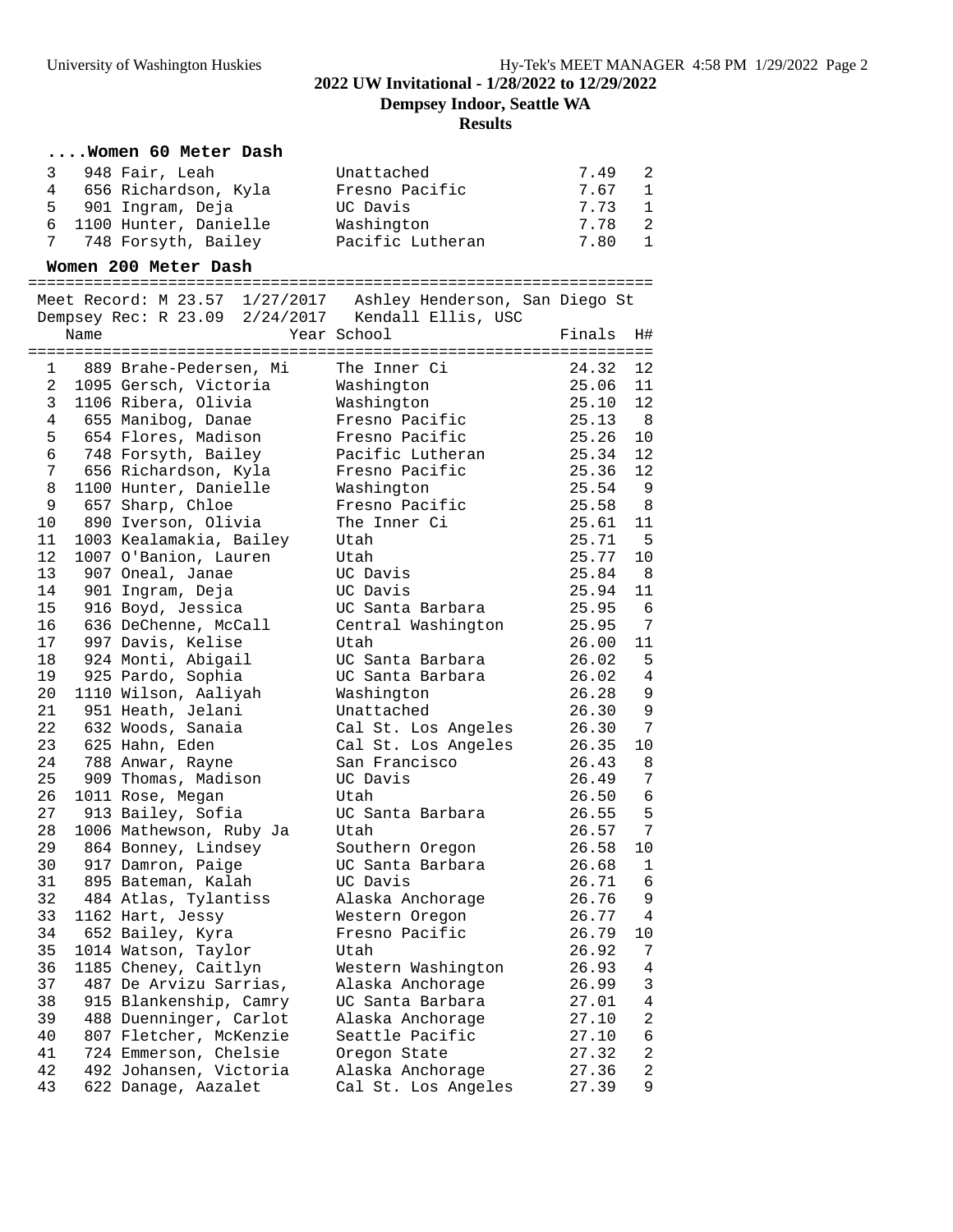## 2022 UW Invitational - 1/28/2022 to 12/29/2022

**Dempsey Indoor, Seattle WA**

**Results**

### ....Women 60 Meter Dash

| Place | Name | Year | School | Finals | H# |
|---|---|---|---|---|---|
| 3 | 948 Fair, Leah | | Unattached | 7.49 | 2 |
| 4 | 656 Richardson, Kyla | | Fresno Pacific | 7.67 | 1 |
| 5 | 901 Ingram, Deja | | UC Davis | 7.73 | 1 |
| 6 | 1100 Hunter, Danielle | | Washington | 7.78 | 2 |
| 7 | 748 Forsyth, Bailey | | Pacific Lutheran | 7.80 | 1 |

### Women 200 Meter Dash

Meet Record: M 23.57 1/27/2017 Ashley Henderson, San Diego St
Dempsey Rec: R 23.09 2/24/2017 Kendall Ellis, USC

| Place | Name | Year | School | Finals | H# |
|---|---|---|---|---|---|
| 1 | 889 Brahe-Pedersen, Mi | | The Inner Ci | 24.32 | 12 |
| 2 | 1095 Gersch, Victoria | | Washington | 25.06 | 11 |
| 3 | 1106 Ribera, Olivia | | Washington | 25.10 | 12 |
| 4 | 655 Manibog, Danae | | Fresno Pacific | 25.13 | 8 |
| 5 | 654 Flores, Madison | | Fresno Pacific | 25.26 | 10 |
| 6 | 748 Forsyth, Bailey | | Pacific Lutheran | 25.34 | 12 |
| 7 | 656 Richardson, Kyla | | Fresno Pacific | 25.36 | 12 |
| 8 | 1100 Hunter, Danielle | | Washington | 25.54 | 9 |
| 9 | 657 Sharp, Chloe | | Fresno Pacific | 25.58 | 8 |
| 10 | 890 Iverson, Olivia | | The Inner Ci | 25.61 | 11 |
| 11 | 1003 Kealamakia, Bailey | | Utah | 25.71 | 5 |
| 12 | 1007 O'Banion, Lauren | | Utah | 25.77 | 10 |
| 13 | 907 Oneal, Janae | | UC Davis | 25.84 | 8 |
| 14 | 901 Ingram, Deja | | UC Davis | 25.94 | 11 |
| 15 | 916 Boyd, Jessica | | UC Santa Barbara | 25.95 | 6 |
| 16 | 636 DeChenne, McCall | | Central Washington | 25.95 | 7 |
| 17 | 997 Davis, Kelise | | Utah | 26.00 | 11 |
| 18 | 924 Monti, Abigail | | UC Santa Barbara | 26.02 | 5 |
| 19 | 925 Pardo, Sophia | | UC Santa Barbara | 26.02 | 4 |
| 20 | 1110 Wilson, Aaliyah | | Washington | 26.28 | 9 |
| 21 | 951 Heath, Jelani | | Unattached | 26.30 | 9 |
| 22 | 632 Woods, Sanaia | | Cal St. Los Angeles | 26.30 | 7 |
| 23 | 625 Hahn, Eden | | Cal St. Los Angeles | 26.35 | 10 |
| 24 | 788 Anwar, Rayne | | San Francisco | 26.43 | 8 |
| 25 | 909 Thomas, Madison | | UC Davis | 26.49 | 7 |
| 26 | 1011 Rose, Megan | | Utah | 26.50 | 6 |
| 27 | 913 Bailey, Sofia | | UC Santa Barbara | 26.55 | 5 |
| 28 | 1006 Mathewson, Ruby Ja | | Utah | 26.57 | 7 |
| 29 | 864 Bonney, Lindsey | | Southern Oregon | 26.58 | 10 |
| 30 | 917 Damron, Paige | | UC Santa Barbara | 26.68 | 1 |
| 31 | 895 Bateman, Kalah | | UC Davis | 26.71 | 6 |
| 32 | 484 Atlas, Tylantiss | | Alaska Anchorage | 26.76 | 9 |
| 33 | 1162 Hart, Jessy | | Western Oregon | 26.77 | 4 |
| 34 | 652 Bailey, Kyra | | Fresno Pacific | 26.79 | 10 |
| 35 | 1014 Watson, Taylor | | Utah | 26.92 | 7 |
| 36 | 1185 Cheney, Caitlyn | | Western Washington | 26.93 | 4 |
| 37 | 487 De Arvizu Sarrias, | | Alaska Anchorage | 26.99 | 3 |
| 38 | 915 Blankenship, Camry | | UC Santa Barbara | 27.01 | 4 |
| 39 | 488 Duenninger, Carlot | | Alaska Anchorage | 27.10 | 2 |
| 40 | 807 Fletcher, McKenzie | | Seattle Pacific | 27.10 | 6 |
| 41 | 724 Emmerson, Chelsie | | Oregon State | 27.32 | 2 |
| 42 | 492 Johansen, Victoria | | Alaska Anchorage | 27.36 | 2 |
| 43 | 622 Danage, Aazalet | | Cal St. Los Angeles | 27.39 | 9 |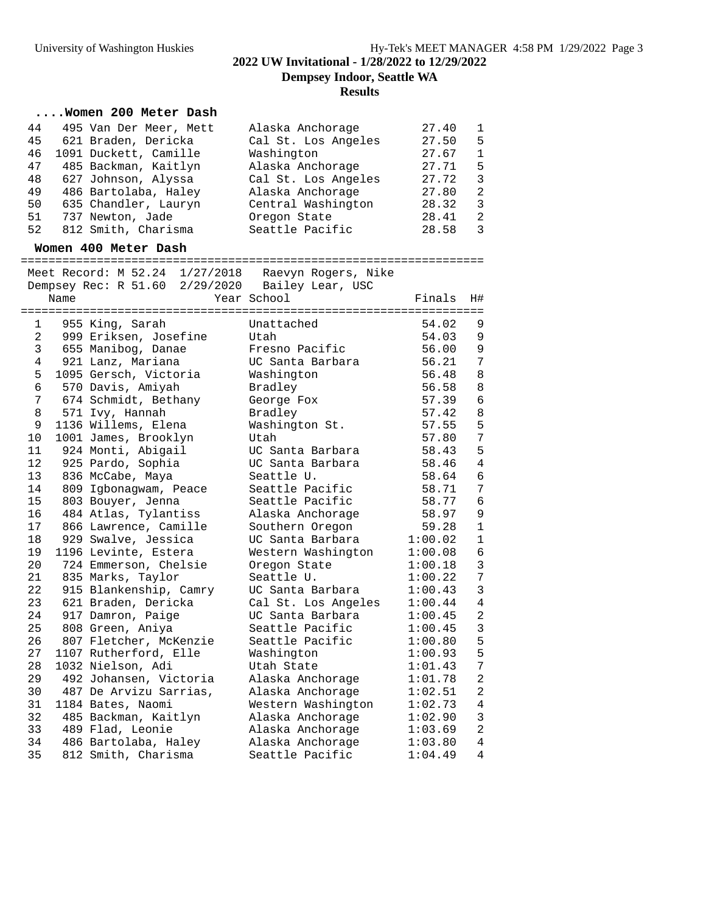2022 UW Invitational - 1/28/2022 to 12/29/2022
Dempsey Indoor, Seattle WA
**Results**

### ....Women 200 Meter Dash

| Place | Comp# | Name | School | Finals | H# |
|---|---|---|---|---|---|
| 44 | 495 | Van Der Meer, Mett | Alaska Anchorage | 27.40 | 1 |
| 45 | 621 | Braden, Dericka | Cal St. Los Angeles | 27.50 | 5 |
| 46 | 1091 | Duckett, Camille | Washington | 27.67 | 1 |
| 47 | 485 | Backman, Kaitlyn | Alaska Anchorage | 27.71 | 5 |
| 48 | 627 | Johnson, Alyssa | Cal St. Los Angeles | 27.72 | 3 |
| 49 | 486 | Bartolaba, Haley | Alaska Anchorage | 27.80 | 2 |
| 50 | 635 | Chandler, Lauryn | Central Washington | 28.32 | 3 |
| 51 | 737 | Newton, Jade | Oregon State | 28.41 | 2 |
| 52 | 812 | Smith, Charisma | Seattle Pacific | 28.58 | 3 |

### Women 400 Meter Dash

Meet Record: M 52.24 1/27/2018 Raevyn Rogers, Nike
Dempsey Rec: R 51.60 2/29/2020 Bailey Lear, USC

| Place | Comp# | Name | Year School | Finals | H# |
|---|---|---|---|---|---|
| 1 | 955 | King, Sarah | Unattached | 54.02 | 9 |
| 2 | 999 | Eriksen, Josefine | Utah | 54.03 | 9 |
| 3 | 655 | Manibog, Danae | Fresno Pacific | 56.00 | 9 |
| 4 | 921 | Lanz, Mariana | UC Santa Barbara | 56.21 | 7 |
| 5 | 1095 | Gersch, Victoria | Washington | 56.48 | 8 |
| 6 | 570 | Davis, Amiyah | Bradley | 56.58 | 8 |
| 7 | 674 | Schmidt, Bethany | George Fox | 57.39 | 6 |
| 8 | 571 | Ivy, Hannah | Bradley | 57.42 | 8 |
| 9 | 1136 | Willems, Elena | Washington St. | 57.55 | 5 |
| 10 | 1001 | James, Brooklyn | Utah | 57.80 | 7 |
| 11 | 924 | Monti, Abigail | UC Santa Barbara | 58.43 | 5 |
| 12 | 925 | Pardo, Sophia | UC Santa Barbara | 58.46 | 4 |
| 13 | 836 | McCabe, Maya | Seattle U. | 58.64 | 6 |
| 14 | 809 | Igbonagwam, Peace | Seattle Pacific | 58.71 | 7 |
| 15 | 803 | Bouyer, Jenna | Seattle Pacific | 58.77 | 6 |
| 16 | 484 | Atlas, Tylantiss | Alaska Anchorage | 58.97 | 9 |
| 17 | 866 | Lawrence, Camille | Southern Oregon | 59.28 | 1 |
| 18 | 929 | Swalve, Jessica | UC Santa Barbara | 1:00.02 | 1 |
| 19 | 1196 | Levinte, Estera | Western Washington | 1:00.08 | 6 |
| 20 | 724 | Emmerson, Chelsie | Oregon State | 1:00.18 | 3 |
| 21 | 835 | Marks, Taylor | Seattle U. | 1:00.22 | 7 |
| 22 | 915 | Blankenship, Camry | UC Santa Barbara | 1:00.43 | 3 |
| 23 | 621 | Braden, Dericka | Cal St. Los Angeles | 1:00.44 | 4 |
| 24 | 917 | Damron, Paige | UC Santa Barbara | 1:00.45 | 2 |
| 25 | 808 | Green, Aniya | Seattle Pacific | 1:00.45 | 3 |
| 26 | 807 | Fletcher, McKenzie | Seattle Pacific | 1:00.80 | 5 |
| 27 | 1107 | Rutherford, Elle | Washington | 1:00.93 | 5 |
| 28 | 1032 | Nielson, Adi | Utah State | 1:01.43 | 7 |
| 29 | 492 | Johansen, Victoria | Alaska Anchorage | 1:01.78 | 2 |
| 30 | 487 | De Arvizu Sarrias, | Alaska Anchorage | 1:02.51 | 2 |
| 31 | 1184 | Bates, Naomi | Western Washington | 1:02.73 | 4 |
| 32 | 485 | Backman, Kaitlyn | Alaska Anchorage | 1:02.90 | 3 |
| 33 | 489 | Flad, Leonie | Alaska Anchorage | 1:03.69 | 2 |
| 34 | 486 | Bartolaba, Haley | Alaska Anchorage | 1:03.80 | 4 |
| 35 | 812 | Smith, Charisma | Seattle Pacific | 1:04.49 | 4 |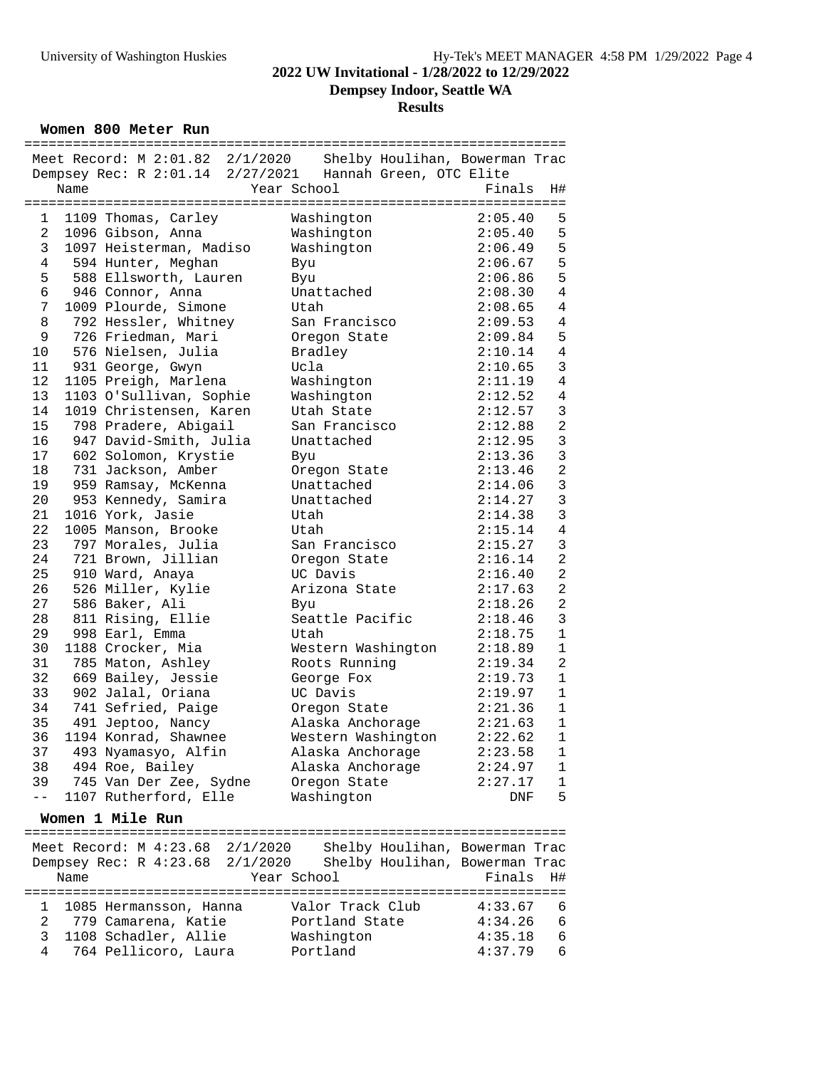## 2022 UW Invitational - 1/28/2022 to 12/29/2022

### Dempsey Indoor, Seattle WA

### Results

#### Women 800 Meter Run

Meet Record: M 2:01.82 2/1/2020 Shelby Houlihan, Bowerman Trac
Dempsey Rec: R 2:01.14 2/27/2021 Hannah Green, OTC Elite

| Place | # | Name | Year | School | Finals | H# |
|---|---|---|---|---|---|---|
| 1 | 1109 | Thomas, Carley | | Washington | 2:05.40 | 5 |
| 2 | 1096 | Gibson, Anna | | Washington | 2:05.40 | 5 |
| 3 | 1097 | Heisterman, Madiso | | Washington | 2:06.49 | 5 |
| 4 | 594 | Hunter, Meghan | | Byu | 2:06.67 | 5 |
| 5 | 588 | Ellsworth, Lauren | | Byu | 2:06.86 | 5 |
| 6 | 946 | Connor, Anna | | Unattached | 2:08.30 | 4 |
| 7 | 1009 | Plourde, Simone | | Utah | 2:08.65 | 4 |
| 8 | 792 | Hessler, Whitney | | San Francisco | 2:09.53 | 4 |
| 9 | 726 | Friedman, Mari | | Oregon State | 2:09.84 | 5 |
| 10 | 576 | Nielsen, Julia | | Bradley | 2:10.14 | 4 |
| 11 | 931 | George, Gwyn | | Ucla | 2:10.65 | 3 |
| 12 | 1105 | Preigh, Marlena | | Washington | 2:11.19 | 4 |
| 13 | 1103 | O'Sullivan, Sophie | | Washington | 2:12.52 | 4 |
| 14 | 1019 | Christensen, Karen | | Utah State | 2:12.57 | 3 |
| 15 | 798 | Pradere, Abigail | | San Francisco | 2:12.88 | 2 |
| 16 | 947 | David-Smith, Julia | | Unattached | 2:12.95 | 3 |
| 17 | 602 | Solomon, Krystie | | Byu | 2:13.36 | 3 |
| 18 | 731 | Jackson, Amber | | Oregon State | 2:13.46 | 2 |
| 19 | 959 | Ramsay, McKenna | | Unattached | 2:14.06 | 3 |
| 20 | 953 | Kennedy, Samira | | Unattached | 2:14.27 | 3 |
| 21 | 1016 | York, Jasie | | Utah | 2:14.38 | 3 |
| 22 | 1005 | Manson, Brooke | | Utah | 2:15.14 | 4 |
| 23 | 797 | Morales, Julia | | San Francisco | 2:15.27 | 3 |
| 24 | 721 | Brown, Jillian | | Oregon State | 2:16.14 | 2 |
| 25 | 910 | Ward, Anaya | | UC Davis | 2:16.40 | 2 |
| 26 | 526 | Miller, Kylie | | Arizona State | 2:17.63 | 2 |
| 27 | 586 | Baker, Ali | | Byu | 2:18.26 | 2 |
| 28 | 811 | Rising, Ellie | | Seattle Pacific | 2:18.46 | 3 |
| 29 | 998 | Earl, Emma | | Utah | 2:18.75 | 1 |
| 30 | 1188 | Crocker, Mia | | Western Washington | 2:18.89 | 1 |
| 31 | 785 | Maton, Ashley | | Roots Running | 2:19.34 | 2 |
| 32 | 669 | Bailey, Jessie | | George Fox | 2:19.73 | 1 |
| 33 | 902 | Jalal, Oriana | | UC Davis | 2:19.97 | 1 |
| 34 | 741 | Sefried, Paige | | Oregon State | 2:21.36 | 1 |
| 35 | 491 | Jeptoo, Nancy | | Alaska Anchorage | 2:21.63 | 1 |
| 36 | 1194 | Konrad, Shawnee | | Western Washington | 2:22.62 | 1 |
| 37 | 493 | Nyamasyo, Alfin | | Alaska Anchorage | 2:23.58 | 1 |
| 38 | 494 | Roe, Bailey | | Alaska Anchorage | 2:24.97 | 1 |
| 39 | 745 | Van Der Zee, Sydne | | Oregon State | 2:27.17 | 1 |
| -- | 1107 | Rutherford, Elle | | Washington | DNF | 5 |

#### Women 1 Mile Run

Meet Record: M 4:23.68 2/1/2020 Shelby Houlihan, Bowerman Trac
Dempsey Rec: R 4:23.68 2/1/2020 Shelby Houlihan, Bowerman Trac

| Place | # | Name | Year | School | Finals | H# |
|---|---|---|---|---|---|---|
| 1 | 1085 | Hermansson, Hanna | | Valor Track Club | 4:33.67 | 6 |
| 2 | 779 | Camarena, Katie | | Portland State | 4:34.26 | 6 |
| 3 | 1108 | Schadler, Allie | | Washington | 4:35.18 | 6 |
| 4 | 764 | Pellicoro, Laura | | Portland | 4:37.79 | 6 |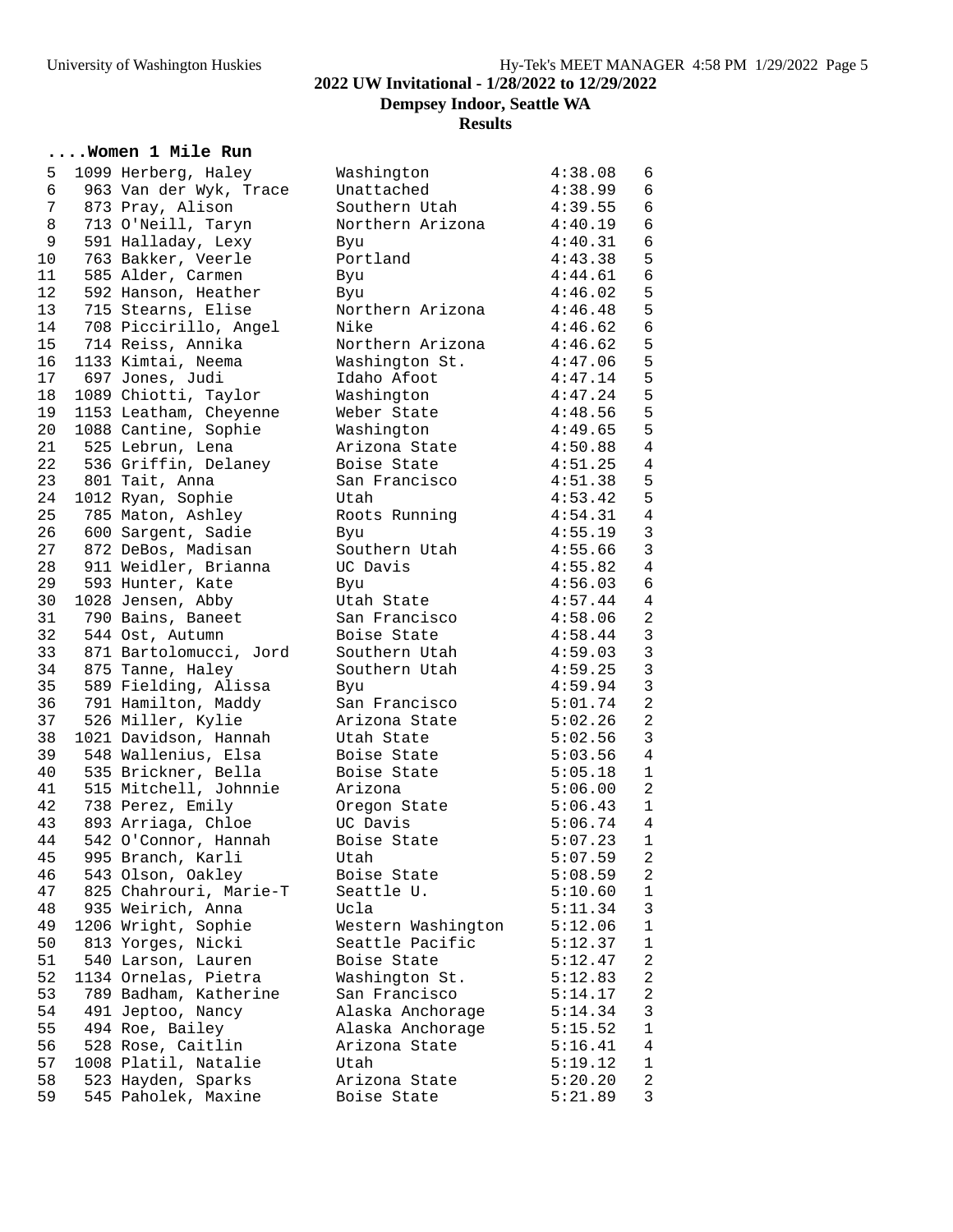## 2022 UW Invitational - 1/28/2022 to 12/29/2022

**Dempsey Indoor, Seattle WA**

**Results**

### ....Women 1 Mile Run

| Place | # | Name | Team | Time | Heat |
|---|---|---|---|---|---|
| 5 | 1099 | Herberg, Haley | Washington | 4:38.08 | 6 |
| 6 | 963 | Van der Wyk, Trace | Unattached | 4:38.99 | 6 |
| 7 | 873 | Pray, Alison | Southern Utah | 4:39.55 | 6 |
| 8 | 713 | O'Neill, Taryn | Northern Arizona | 4:40.19 | 6 |
| 9 | 591 | Halladay, Lexy | Byu | 4:40.31 | 6 |
| 10 | 763 | Bakker, Veerle | Portland | 4:43.38 | 5 |
| 11 | 585 | Alder, Carmen | Byu | 4:44.61 | 6 |
| 12 | 592 | Hanson, Heather | Byu | 4:46.02 | 5 |
| 13 | 715 | Stearns, Elise | Northern Arizona | 4:46.48 | 5 |
| 14 | 708 | Piccirillo, Angel | Nike | 4:46.62 | 6 |
| 15 | 714 | Reiss, Annika | Northern Arizona | 4:46.62 | 5 |
| 16 | 1133 | Kimtai, Neema | Washington St. | 4:47.06 | 5 |
| 17 | 697 | Jones, Judi | Idaho Afoot | 4:47.14 | 5 |
| 18 | 1089 | Chiotti, Taylor | Washington | 4:47.24 | 5 |
| 19 | 1153 | Leatham, Cheyenne | Weber State | 4:48.56 | 5 |
| 20 | 1088 | Cantine, Sophie | Washington | 4:49.65 | 5 |
| 21 | 525 | Lebrun, Lena | Arizona State | 4:50.88 | 4 |
| 22 | 536 | Griffin, Delaney | Boise State | 4:51.25 | 4 |
| 23 | 801 | Tait, Anna | San Francisco | 4:51.38 | 5 |
| 24 | 1012 | Ryan, Sophie | Utah | 4:53.42 | 5 |
| 25 | 785 | Maton, Ashley | Roots Running | 4:54.31 | 4 |
| 26 | 600 | Sargent, Sadie | Byu | 4:55.19 | 3 |
| 27 | 872 | DeBos, Madisan | Southern Utah | 4:55.66 | 3 |
| 28 | 911 | Weidler, Brianna | UC Davis | 4:55.82 | 4 |
| 29 | 593 | Hunter, Kate | Byu | 4:56.03 | 6 |
| 30 | 1028 | Jensen, Abby | Utah State | 4:57.44 | 4 |
| 31 | 790 | Bains, Baneet | San Francisco | 4:58.06 | 2 |
| 32 | 544 | Ost, Autumn | Boise State | 4:58.44 | 3 |
| 33 | 871 | Bartolomucci, Jord | Southern Utah | 4:59.03 | 3 |
| 34 | 875 | Tanne, Haley | Southern Utah | 4:59.25 | 3 |
| 35 | 589 | Fielding, Alissa | Byu | 4:59.94 | 3 |
| 36 | 791 | Hamilton, Maddy | San Francisco | 5:01.74 | 2 |
| 37 | 526 | Miller, Kylie | Arizona State | 5:02.26 | 2 |
| 38 | 1021 | Davidson, Hannah | Utah State | 5:02.56 | 3 |
| 39 | 548 | Wallenius, Elsa | Boise State | 5:03.56 | 4 |
| 40 | 535 | Brickner, Bella | Boise State | 5:05.18 | 1 |
| 41 | 515 | Mitchell, Johnnie | Arizona | 5:06.00 | 2 |
| 42 | 738 | Perez, Emily | Oregon State | 5:06.43 | 1 |
| 43 | 893 | Arriaga, Chloe | UC Davis | 5:06.74 | 4 |
| 44 | 542 | O'Connor, Hannah | Boise State | 5:07.23 | 1 |
| 45 | 995 | Branch, Karli | Utah | 5:07.59 | 2 |
| 46 | 543 | Olson, Oakley | Boise State | 5:08.59 | 2 |
| 47 | 825 | Chahrouri, Marie-T | Seattle U. | 5:10.60 | 1 |
| 48 | 935 | Weirich, Anna | Ucla | 5:11.34 | 3 |
| 49 | 1206 | Wright, Sophie | Western Washington | 5:12.06 | 1 |
| 50 | 813 | Yorges, Nicki | Seattle Pacific | 5:12.37 | 1 |
| 51 | 540 | Larson, Lauren | Boise State | 5:12.47 | 2 |
| 52 | 1134 | Ornelas, Pietra | Washington St. | 5:12.83 | 2 |
| 53 | 789 | Badham, Katherine | San Francisco | 5:14.17 | 2 |
| 54 | 491 | Jeptoo, Nancy | Alaska Anchorage | 5:14.34 | 3 |
| 55 | 494 | Roe, Bailey | Alaska Anchorage | 5:15.52 | 1 |
| 56 | 528 | Rose, Caitlin | Arizona State | 5:16.41 | 4 |
| 57 | 1008 | Platil, Natalie | Utah | 5:19.12 | 1 |
| 58 | 523 | Hayden, Sparks | Arizona State | 5:20.20 | 2 |
| 59 | 545 | Paholek, Maxine | Boise State | 5:21.89 | 3 |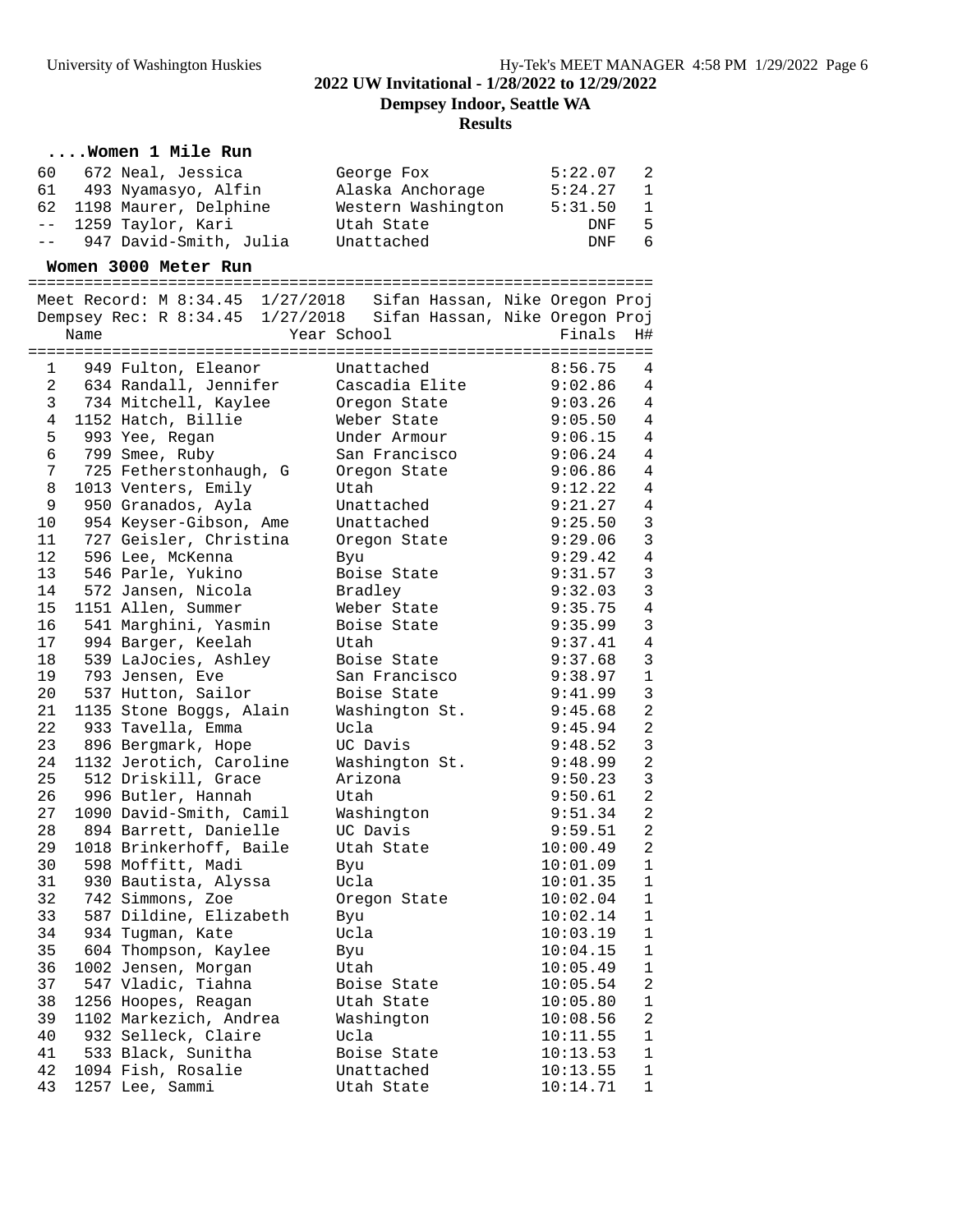**2022 UW Invitational - 1/28/2022 to 12/29/2022**

**Dempsey Indoor, Seattle WA**

**Results**

### ....Women 1 Mile Run

| Place | # | Name | School | Finals | H# |
|---|---|---|---|---|---|
| 60 | 672 | Neal, Jessica | George Fox | 5:22.07 | 2 |
| 61 | 493 | Nyamasyo, Alfin | Alaska Anchorage | 5:24.27 | 1 |
| 62 | 1198 | Maurer, Delphine | Western Washington | 5:31.50 | 1 |
| -- | 1259 | Taylor, Kari | Utah State | DNF | 5 |
| -- | 947 | David-Smith, Julia | Unattached | DNF | 6 |

### Women 3000 Meter Run

Meet Record: M 8:34.45 1/27/2018 Sifan Hassan, Nike Oregon Proj

Dempsey Rec: R 8:34.45 1/27/2018 Sifan Hassan, Nike Oregon Proj

| Place | # | Name | Year School | Finals | H# |
|---|---|---|---|---|---|
| 1 | 949 | Fulton, Eleanor | Unattached | 8:56.75 | 4 |
| 2 | 634 | Randall, Jennifer | Cascadia Elite | 9:02.86 | 4 |
| 3 | 734 | Mitchell, Kaylee | Oregon State | 9:03.26 | 4 |
| 4 | 1152 | Hatch, Billie | Weber State | 9:05.50 | 4 |
| 5 | 993 | Yee, Regan | Under Armour | 9:06.15 | 4 |
| 6 | 799 | Smee, Ruby | San Francisco | 9:06.24 | 4 |
| 7 | 725 | Fetherstonhaugh, G | Oregon State | 9:06.86 | 4 |
| 8 | 1013 | Venters, Emily | Utah | 9:12.22 | 4 |
| 9 | 950 | Granados, Ayla | Unattached | 9:21.27 | 4 |
| 10 | 954 | Keyser-Gibson, Ame | Unattached | 9:25.50 | 3 |
| 11 | 727 | Geisler, Christina | Oregon State | 9:29.06 | 3 |
| 12 | 596 | Lee, McKenna | Byu | 9:29.42 | 4 |
| 13 | 546 | Parle, Yukino | Boise State | 9:31.57 | 3 |
| 14 | 572 | Jansen, Nicola | Bradley | 9:32.03 | 3 |
| 15 | 1151 | Allen, Summer | Weber State | 9:35.75 | 4 |
| 16 | 541 | Marghini, Yasmin | Boise State | 9:35.99 | 3 |
| 17 | 994 | Barger, Keelah | Utah | 9:37.41 | 4 |
| 18 | 539 | LaJocies, Ashley | Boise State | 9:37.68 | 3 |
| 19 | 793 | Jensen, Eve | San Francisco | 9:38.97 | 1 |
| 20 | 537 | Hutton, Sailor | Boise State | 9:41.99 | 3 |
| 21 | 1135 | Stone Boggs, Alain | Washington St. | 9:45.68 | 2 |
| 22 | 933 | Tavella, Emma | Ucla | 9:45.94 | 2 |
| 23 | 896 | Bergmark, Hope | UC Davis | 9:48.52 | 3 |
| 24 | 1132 | Jerotich, Caroline | Washington St. | 9:48.99 | 2 |
| 25 | 512 | Driskill, Grace | Arizona | 9:50.23 | 3 |
| 26 | 996 | Butler, Hannah | Utah | 9:50.61 | 2 |
| 27 | 1090 | David-Smith, Camil | Washington | 9:51.34 | 2 |
| 28 | 894 | Barrett, Danielle | UC Davis | 9:59.51 | 2 |
| 29 | 1018 | Brinkerhoff, Baile | Utah State | 10:00.49 | 2 |
| 30 | 598 | Moffitt, Madi | Byu | 10:01.09 | 1 |
| 31 | 930 | Bautista, Alyssa | Ucla | 10:01.35 | 1 |
| 32 | 742 | Simmons, Zoe | Oregon State | 10:02.04 | 1 |
| 33 | 587 | Dildine, Elizabeth | Byu | 10:02.14 | 1 |
| 34 | 934 | Tugman, Kate | Ucla | 10:03.19 | 1 |
| 35 | 604 | Thompson, Kaylee | Byu | 10:04.15 | 1 |
| 36 | 1002 | Jensen, Morgan | Utah | 10:05.49 | 1 |
| 37 | 547 | Vladic, Tiahna | Boise State | 10:05.54 | 2 |
| 38 | 1256 | Hoopes, Reagan | Utah State | 10:05.80 | 1 |
| 39 | 1102 | Markezich, Andrea | Washington | 10:08.56 | 2 |
| 40 | 932 | Selleck, Claire | Ucla | 10:11.55 | 1 |
| 41 | 533 | Black, Sunitha | Boise State | 10:13.53 | 1 |
| 42 | 1094 | Fish, Rosalie | Unattached | 10:13.55 | 1 |
| 43 | 1257 | Lee, Sammi | Utah State | 10:14.71 | 1 |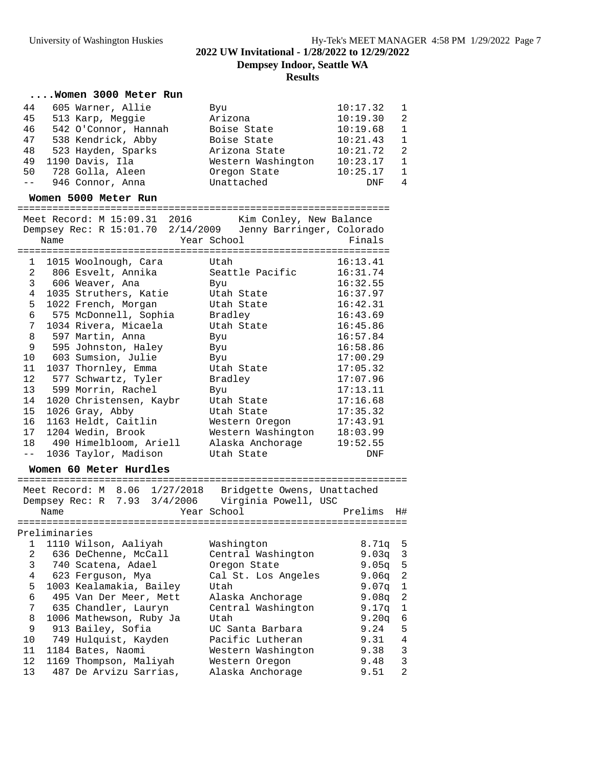# 2022 UW Invitational - 1/28/2022 to 12/29/2022

## Dempsey Indoor, Seattle WA

## Results

### ....Women 3000 Meter Run

| Place | Name | School | Finals | H# |
|---|---|---|---|---|
| 44 | 605 Warner, Allie | Byu | 10:17.32 | 1 |
| 45 | 513 Karp, Meggie | Arizona | 10:19.30 | 2 |
| 46 | 542 O'Connor, Hannah | Boise State | 10:19.68 | 1 |
| 47 | 538 Kendrick, Abby | Boise State | 10:21.43 | 1 |
| 48 | 523 Hayden, Sparks | Arizona State | 10:21.72 | 2 |
| 49 | 1190 Davis, Ila | Western Washington | 10:23.17 | 1 |
| 50 | 728 Golla, Aleen | Oregon State | 10:25.17 | 1 |
| -- | 946 Connor, Anna | Unattached | DNF | 4 |

### Women 5000 Meter Run

Meet Record: M 15:09.31 2016 Kim Conley, New Balance
Dempsey Rec: R 15:01.70 2/14/2009 Jenny Barringer, Colorado

| Place | Name | Year School | Finals |
|---|---|---|---|
| 1 | 1015 Woolnough, Cara | Utah | 16:13.41 |
| 2 | 806 Esvelt, Annika | Seattle Pacific | 16:31.74 |
| 3 | 606 Weaver, Ana | Byu | 16:32.55 |
| 4 | 1035 Struthers, Katie | Utah State | 16:37.97 |
| 5 | 1022 French, Morgan | Utah State | 16:42.31 |
| 6 | 575 McDonnell, Sophia | Bradley | 16:43.69 |
| 7 | 1034 Rivera, Micaela | Utah State | 16:45.86 |
| 8 | 597 Martin, Anna | Byu | 16:57.84 |
| 9 | 595 Johnston, Haley | Byu | 16:58.86 |
| 10 | 603 Sumsion, Julie | Byu | 17:00.29 |
| 11 | 1037 Thornley, Emma | Utah State | 17:05.32 |
| 12 | 577 Schwartz, Tyler | Bradley | 17:07.96 |
| 13 | 599 Morrin, Rachel | Byu | 17:13.11 |
| 14 | 1020 Christensen, Kaybr | Utah State | 17:16.68 |
| 15 | 1026 Gray, Abby | Utah State | 17:35.32 |
| 16 | 1163 Heldt, Caitlin | Western Oregon | 17:43.91 |
| 17 | 1204 Wedin, Brook | Western Washington | 18:03.99 |
| 18 | 490 Himelbloom, Ariell | Alaska Anchorage | 19:52.55 |
| -- | 1036 Taylor, Madison | Utah State | DNF |

### Women 60 Meter Hurdles

Meet Record: M 8.06 1/27/2018 Bridgette Owens, Unattached
Dempsey Rec: R 7.93 3/4/2006 Virginia Powell, USC

Preliminaries

| Place | Name | Year School | Prelims | H# |
|---|---|---|---|---|
| 1 | 1110 Wilson, Aaliyah | Washington | 8.71q | 5 |
| 2 | 636 DeChenne, McCall | Central Washington | 9.03q | 3 |
| 3 | 740 Scatena, Adael | Oregon State | 9.05q | 5 |
| 4 | 623 Ferguson, Mya | Cal St. Los Angeles | 9.06q | 2 |
| 5 | 1003 Kealamakia, Bailey | Utah | 9.07q | 1 |
| 6 | 495 Van Der Meer, Mett | Alaska Anchorage | 9.08q | 2 |
| 7 | 635 Chandler, Lauryn | Central Washington | 9.17q | 1 |
| 8 | 1006 Mathewson, Ruby Ja | Utah | 9.20q | 6 |
| 9 | 913 Bailey, Sofia | UC Santa Barbara | 9.24 | 5 |
| 10 | 749 Hulquist, Kayden | Pacific Lutheran | 9.31 | 4 |
| 11 | 1184 Bates, Naomi | Western Washington | 9.38 | 3 |
| 12 | 1169 Thompson, Maliyah | Western Oregon | 9.48 | 3 |
| 13 | 487 De Arvizu Sarrias, | Alaska Anchorage | 9.51 | 2 |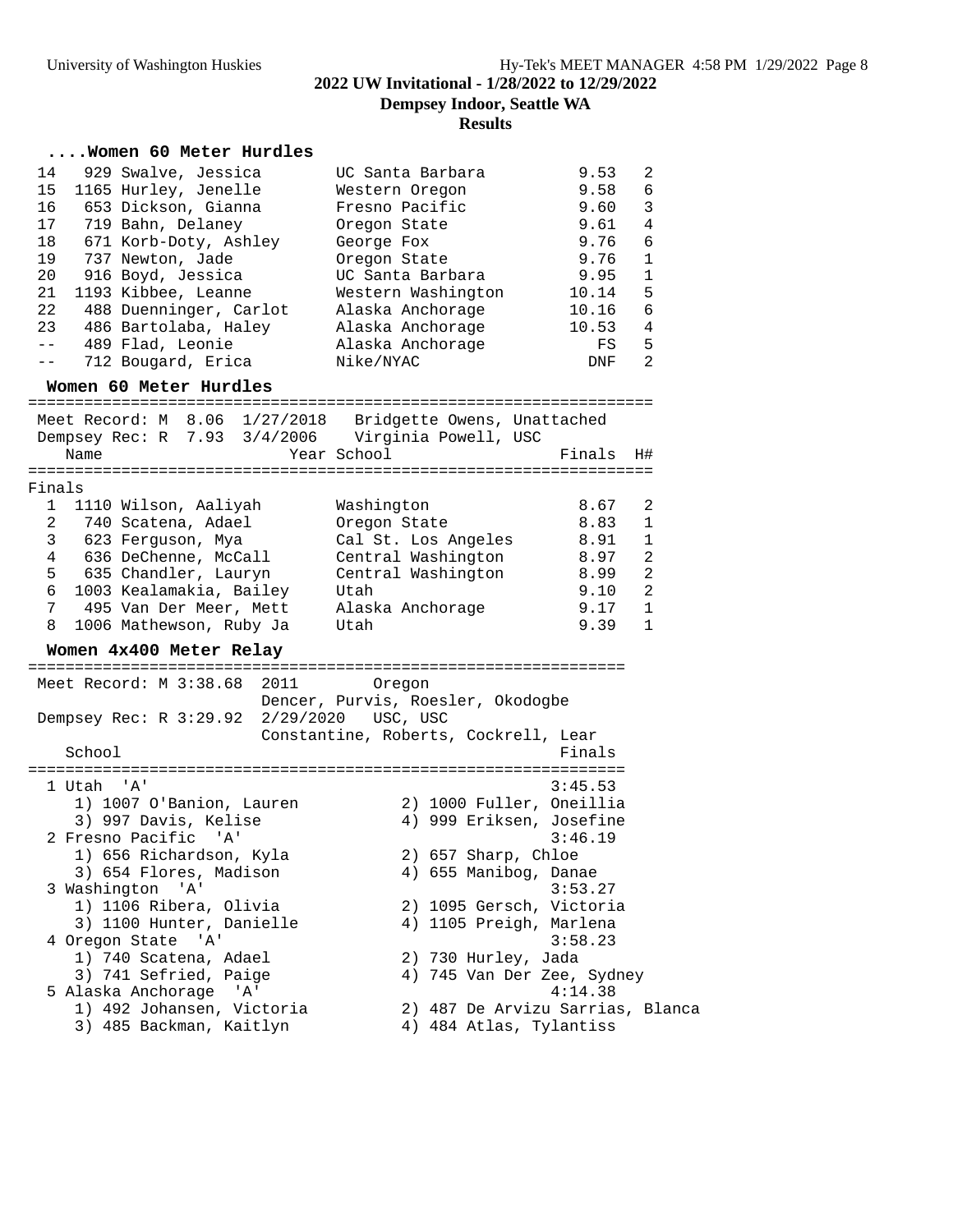**2022 UW Invitational - 1/28/2022 to 12/29/2022**

**Dempsey Indoor, Seattle WA**

**Results**

### ....Women 60 Meter Hurdles

| Place | Name | School | Time | H# |
|---|---|---|---|---|
| 14 | 929 Swalve, Jessica | UC Santa Barbara | 9.53 | 2 |
| 15 | 1165 Hurley, Jenelle | Western Oregon | 9.58 | 6 |
| 16 | 653 Dickson, Gianna | Fresno Pacific | 9.60 | 3 |
| 17 | 719 Bahn, Delaney | Oregon State | 9.61 | 4 |
| 18 | 671 Korb-Doty, Ashley | George Fox | 9.76 | 6 |
| 19 | 737 Newton, Jade | Oregon State | 9.76 | 1 |
| 20 | 916 Boyd, Jessica | UC Santa Barbara | 9.95 | 1 |
| 21 | 1193 Kibbee, Leanne | Western Washington | 10.14 | 5 |
| 22 | 488 Duenninger, Carlot | Alaska Anchorage | 10.16 | 6 |
| 23 | 486 Bartolaba, Haley | Alaska Anchorage | 10.53 | 4 |
| -- | 489 Flad, Leonie | Alaska Anchorage | FS | 5 |
| -- | 712 Bougard, Erica | Nike/NYAC | DNF | 2 |

### Women 60 Meter Hurdles

Meet Record: M 8.06 1/27/2018 Bridgette Owens, Unattached

Dempsey Rec: R 7.93 3/4/2006 Virginia Powell, USC

**Finals**

| Place | Name | Year | School | Finals | H# |
|---|---|---|---|---|---|
| 1 | 1110 Wilson, Aaliyah | | Washington | 8.67 | 2 |
| 2 | 740 Scatena, Adael | | Oregon State | 8.83 | 1 |
| 3 | 623 Ferguson, Mya | | Cal St. Los Angeles | 8.91 | 1 |
| 4 | 636 DeChenne, McCall | | Central Washington | 8.97 | 2 |
| 5 | 635 Chandler, Lauryn | | Central Washington | 8.99 | 2 |
| 6 | 1003 Kealamakia, Bailey | | Utah | 9.10 | 2 |
| 7 | 495 Van Der Meer, Mett | | Alaska Anchorage | 9.17 | 1 |
| 8 | 1006 Mathewson, Ruby Ja | | Utah | 9.39 | 1 |

### Women 4x400 Meter Relay

Meet Record: M 3:38.68 2011 Oregon
Dencer, Purvis, Roesler, Okodogbe

Dempsey Rec: R 3:29.92 2/29/2020 USC, USC
Constantine, Roberts, Cockrell, Lear

| Place | School | Finals |
|---|---|---|
| 1 | Utah 'A' | 3:45.53 |
| | 1) 1007 O'Banion, Lauren; 2) 1000 Fuller, Oneillia; 3) 997 Davis, Kelise; 4) 999 Eriksen, Josefine | |
| 2 | Fresno Pacific 'A' | 3:46.19 |
| | 1) 656 Richardson, Kyla; 2) 657 Sharp, Chloe; 3) 654 Flores, Madison; 4) 655 Manibog, Danae | |
| 3 | Washington 'A' | 3:53.27 |
| | 1) 1106 Ribera, Olivia; 2) 1095 Gersch, Victoria; 3) 1100 Hunter, Danielle; 4) 1105 Preigh, Marlena | |
| 4 | Oregon State 'A' | 3:58.23 |
| | 1) 740 Scatena, Adael; 2) 730 Hurley, Jada; 3) 741 Sefried, Paige; 4) 745 Van Der Zee, Sydney | |
| 5 | Alaska Anchorage 'A' | 4:14.38 |
| | 1) 492 Johansen, Victoria; 2) 487 De Arvizu Sarrias, Blanca; 3) 485 Backman, Kaitlyn; 4) 484 Atlas, Tylantiss | |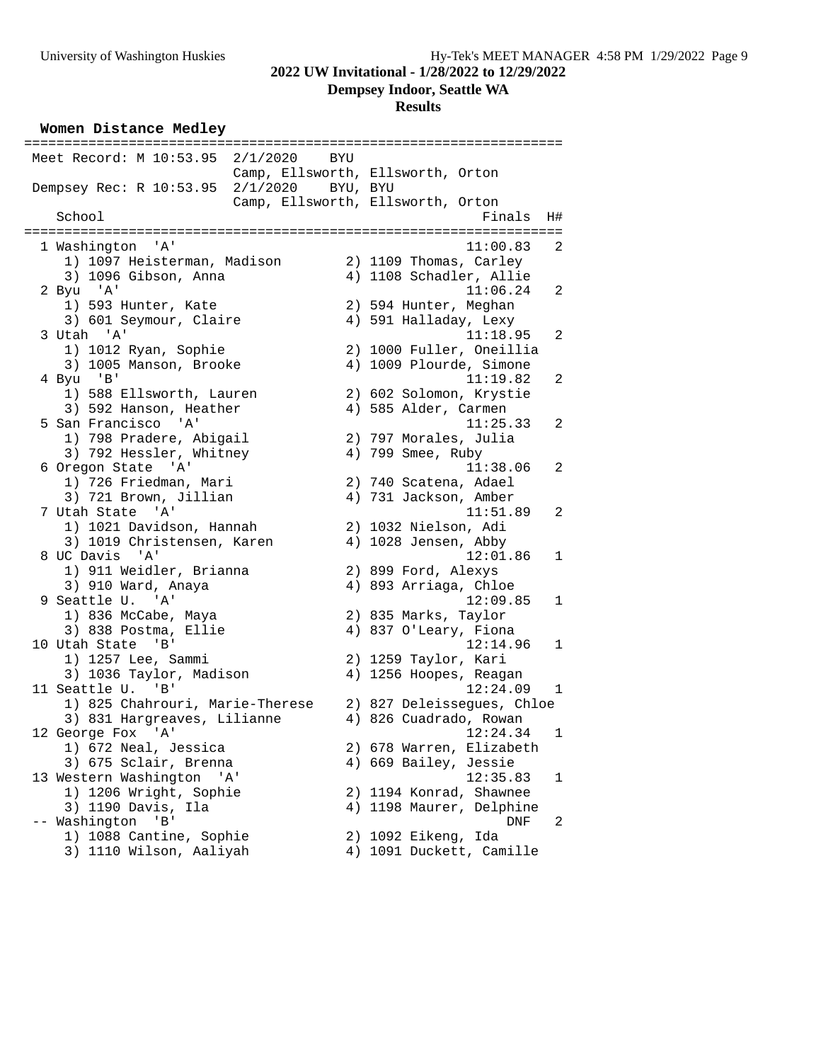# 2022 UW Invitational - 1/28/2022 to 12/29/2022

## Dempsey Indoor, Seattle WA

### Results

**Women Distance Medley**

Meet Record: M 10:53.95 2/1/2020 BYU
Camp, Ellsworth, Ellsworth, Orton

Dempsey Rec: R 10:53.95 2/1/2020 BYU, BYU
Camp, Ellsworth, Ellsworth, Orton

| Place | School | Finals | H# |
|---|---|---|---|
| 1 | Washington 'A' | 11:00.83 | 2 |
| | 1) 1097 Heisterman, Madison; 2) 1109 Thomas, Carley; 3) 1096 Gibson, Anna; 4) 1108 Schadler, Allie | | |
| 2 | Byu 'A' | 11:06.24 | 2 |
| | 1) 593 Hunter, Kate; 2) 594 Hunter, Meghan; 3) 601 Seymour, Claire; 4) 591 Halladay, Lexy | | |
| 3 | Utah 'A' | 11:18.95 | 2 |
| | 1) 1012 Ryan, Sophie; 2) 1000 Fuller, Oneillia; 3) 1005 Manson, Brooke; 4) 1009 Plourde, Simone | | |
| 4 | Byu 'B' | 11:19.82 | 2 |
| | 1) 588 Ellsworth, Lauren; 2) 602 Solomon, Krystie; 3) 592 Hanson, Heather; 4) 585 Alder, Carmen | | |
| 5 | San Francisco 'A' | 11:25.33 | 2 |
| | 1) 798 Pradere, Abigail; 2) 797 Morales, Julia; 3) 792 Hessler, Whitney; 4) 799 Smee, Ruby | | |
| 6 | Oregon State 'A' | 11:38.06 | 2 |
| | 1) 726 Friedman, Mari; 2) 740 Scatena, Adael; 3) 721 Brown, Jillian; 4) 731 Jackson, Amber | | |
| 7 | Utah State 'A' | 11:51.89 | 2 |
| | 1) 1021 Davidson, Hannah; 2) 1032 Nielson, Adi; 3) 1019 Christensen, Karen; 4) 1028 Jensen, Abby | | |
| 8 | UC Davis 'A' | 12:01.86 | 1 |
| | 1) 911 Weidler, Brianna; 2) 899 Ford, Alexys; 3) 910 Ward, Anaya; 4) 893 Arriaga, Chloe | | |
| 9 | Seattle U. 'A' | 12:09.85 | 1 |
| | 1) 836 McCabe, Maya; 2) 835 Marks, Taylor; 3) 838 Postma, Ellie; 4) 837 O'Leary, Fiona | | |
| 10 | Utah State 'B' | 12:14.96 | 1 |
| | 1) 1257 Lee, Sammi; 2) 1259 Taylor, Kari; 3) 1036 Taylor, Madison; 4) 1256 Hoopes, Reagan | | |
| 11 | Seattle U. 'B' | 12:24.09 | 1 |
| | 1) 825 Chahrouri, Marie-Therese; 2) 827 Deleissegues, Chloe; 3) 831 Hargreaves, Lilianne; 4) 826 Cuadrado, Rowan | | |
| 12 | George Fox 'A' | 12:24.34 | 1 |
| | 1) 672 Neal, Jessica; 2) 678 Warren, Elizabeth; 3) 675 Sclair, Brenna; 4) 669 Bailey, Jessie | | |
| 13 | Western Washington 'A' | 12:35.83 | 1 |
| | 1) 1206 Wright, Sophie; 2) 1194 Konrad, Shawnee; 3) 1190 Davis, Ila; 4) 1198 Maurer, Delphine | | |
| -- | Washington 'B' | DNF | 2 |
| | 1) 1088 Cantine, Sophie; 2) 1092 Eikeng, Ida; 3) 1110 Wilson, Aaliyah; 4) 1091 Duckett, Camille | | |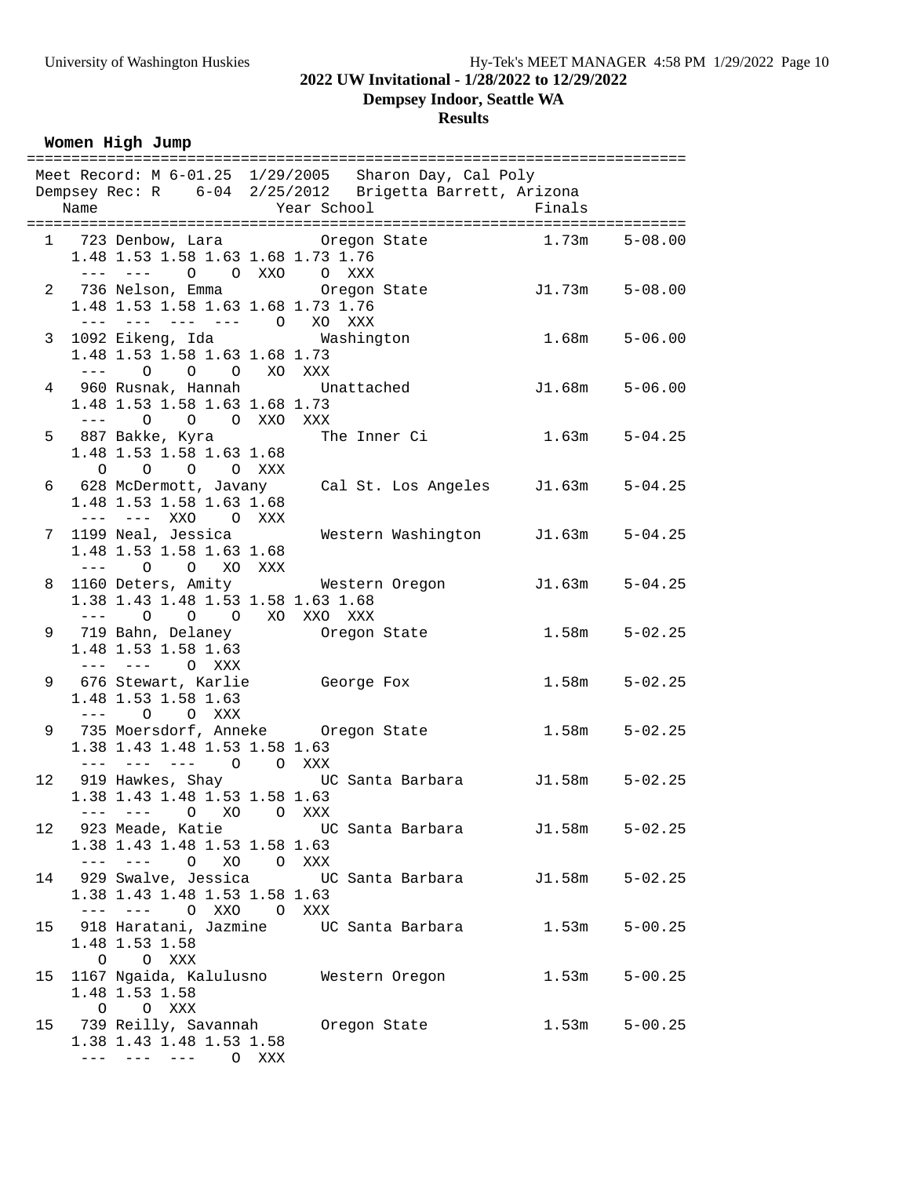# 2022 UW Invitational - 1/28/2022 to 12/29/2022

## Dempsey Indoor, Seattle WA

## Results

### Women High Jump

```
=========================================================================
Meet Record: M 6-01.25  1/29/2005   Sharon Day, Cal Poly
Dempsey Rec: R    6-04  2/25/2012   Brigetta Barrett, Arizona
    Name                    Year School                  Finals
=========================================================================
  1  723 Denbow, Lara            Oregon State             1.73m    5-08.00
     1.48 1.53 1.58 1.63 1.68 1.73 1.76
      ---  ---    O    O  XXO    O  XXX
  2  736 Nelson, Emma            Oregon State            J1.73m    5-08.00
     1.48 1.53 1.58 1.63 1.68 1.73 1.76
      ---  ---  ---  ---    O   XO  XXX
  3 1092 Eikeng, Ida             Washington               1.68m    5-06.00
     1.48 1.53 1.58 1.63 1.68 1.73
      ---    O    O    O   XO  XXX
  4  960 Rusnak, Hannah          Unattached              J1.68m    5-06.00
     1.48 1.53 1.58 1.63 1.68 1.73
      ---    O    O    O  XXO  XXX
  5  887 Bakke, Kyra             The Inner Ci             1.63m    5-04.25
     1.48 1.53 1.58 1.63 1.68
        O    O    O    O  XXX
  6  628 McDermott, Javany       Cal St. Los Angeles     J1.63m    5-04.25
     1.48 1.53 1.58 1.63 1.68
      ---  ---  XXO    O  XXX
  7 1199 Neal, Jessica           Western Washington      J1.63m    5-04.25
     1.48 1.53 1.58 1.63 1.68
      ---    O    O   XO  XXX
  8 1160 Deters, Amity           Western Oregon          J1.63m    5-04.25
     1.38 1.43 1.48 1.53 1.58 1.63 1.68
      ---    O    O    O   XO  XXO  XXX
  9  719 Bahn, Delaney           Oregon State             1.58m    5-02.25
     1.48 1.53 1.58 1.63
      ---  ---    O  XXX
  9  676 Stewart, Karlie         George Fox               1.58m    5-02.25
     1.48 1.53 1.58 1.63
      ---    O    O  XXX
  9  735 Moersdorf, Anneke       Oregon State             1.58m    5-02.25
     1.38 1.43 1.48 1.53 1.58 1.63
      ---  ---  ---    O    O  XXX
 12  919 Hawkes, Shay            UC Santa Barbara        J1.58m    5-02.25
     1.38 1.43 1.48 1.53 1.58 1.63
      ---  ---    O   XO    O  XXX
 12  923 Meade, Katie            UC Santa Barbara        J1.58m    5-02.25
     1.38 1.43 1.48 1.53 1.58 1.63
      ---  ---    O   XO    O  XXX
 14  929 Swalve, Jessica         UC Santa Barbara        J1.58m    5-02.25
     1.38 1.43 1.48 1.53 1.58 1.63
      ---  ---    O  XXO    O  XXX
 15  918 Haratani, Jazmine       UC Santa Barbara         1.53m    5-00.25
     1.48 1.53 1.58
        O    O  XXX
 15 1167 Ngaida, Kalulusno       Western Oregon           1.53m    5-00.25
     1.48 1.53 1.58
        O    O  XXX
 15  739 Reilly, Savannah        Oregon State             1.53m    5-00.25
     1.38 1.43 1.48 1.53 1.58
      ---  ---  ---    O  XXX
```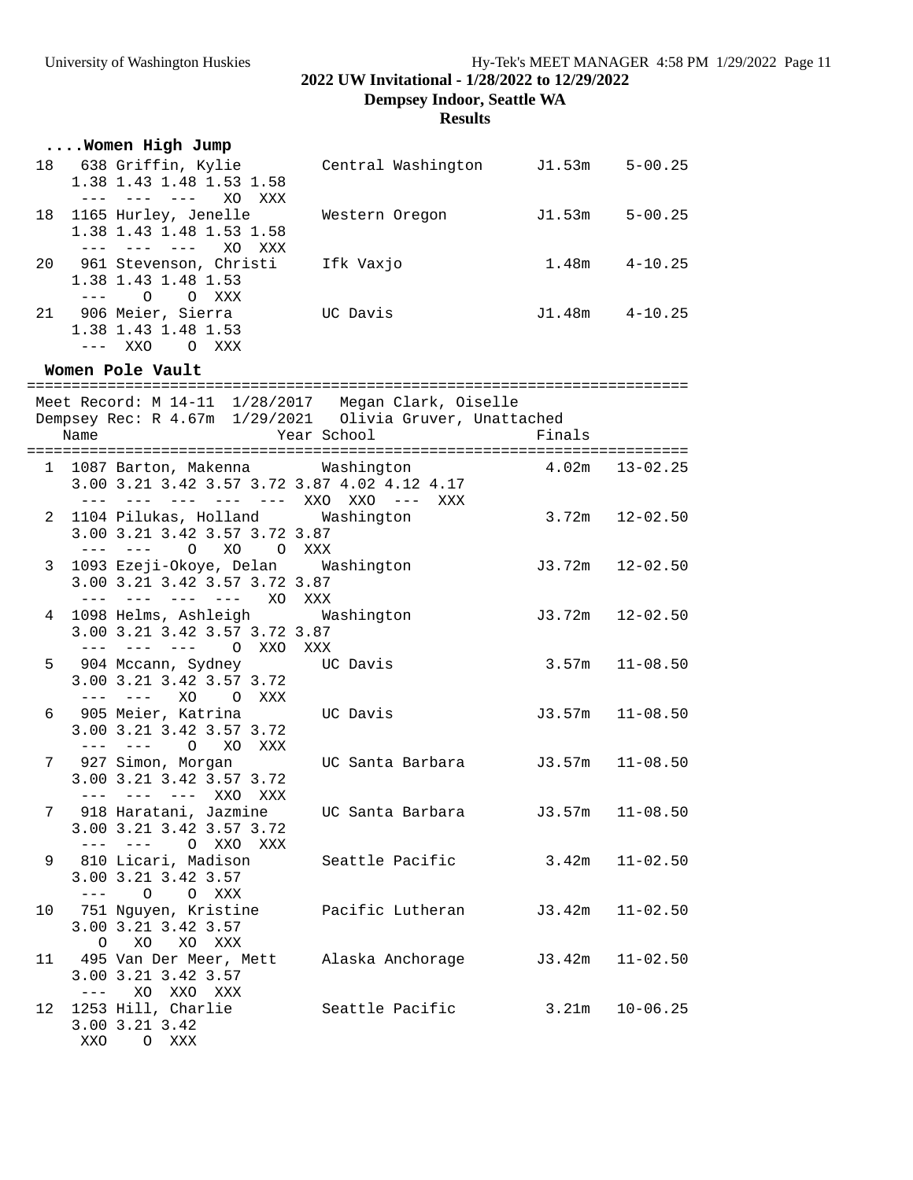## ....Women High Jump

```
 18   638 Griffin, Kylie         Central Washington      J1.53m    5-00.25
    1.38 1.43 1.48 1.53 1.58
     ---  ---  ---   XO  XXX
 18  1165 Hurley, Jenelle        Western Oregon          J1.53m    5-00.25
    1.38 1.43 1.48 1.53 1.58
     ---  ---  ---   XO  XXX
 20   961 Stevenson, Christi     Ifk Vaxjo                1.48m    4-10.25
    1.38 1.43 1.48 1.53
     ---    O    O  XXX
 21   906 Meier, Sierra          UC Davis                J1.48m    4-10.25
    1.38 1.43 1.48 1.53
     ---  XXO    O  XXX
```

## Women Pole Vault

```
=========================================================================
 Meet Record: M 14-11  1/28/2017   Megan Clark, Oiselle
 Dempsey Rec: R 4.67m  1/29/2021   Olivia Gruver, Unattached
    Name                    Year School                  Finals
=========================================================================
  1  1087 Barton, Makenna        Washington               4.02m   13-02.25
    3.00 3.21 3.42 3.57 3.72 3.87 4.02 4.12 4.17
     ---  ---  ---  ---  ---  XXO  XXO  ---  XXX
  2  1104 Pilukas, Holland       Washington               3.72m   12-02.50
    3.00 3.21 3.42 3.57 3.72 3.87
     ---  ---    O   XO    O  XXX
  3  1093 Ezeji-Okoye, Delan     Washington              J3.72m   12-02.50
    3.00 3.21 3.42 3.57 3.72 3.87
     ---  ---  ---  ---   XO  XXX
  4  1098 Helms, Ashleigh        Washington              J3.72m   12-02.50
    3.00 3.21 3.42 3.57 3.72 3.87
     ---  ---  ---    O  XXO  XXX
  5   904 Mccann, Sydney         UC Davis                 3.57m   11-08.50
    3.00 3.21 3.42 3.57 3.72
     ---  ---   XO    O  XXX
  6   905 Meier, Katrina         UC Davis                J3.57m   11-08.50
    3.00 3.21 3.42 3.57 3.72
     ---  ---    O   XO  XXX
  7   927 Simon, Morgan          UC Santa Barbara        J3.57m   11-08.50
    3.00 3.21 3.42 3.57 3.72
     ---  ---  ---  XXO  XXX
  7   918 Haratani, Jazmine      UC Santa Barbara        J3.57m   11-08.50
    3.00 3.21 3.42 3.57 3.72
     ---  ---    O  XXO  XXX
  9   810 Licari, Madison        Seattle Pacific          3.42m   11-02.50
    3.00 3.21 3.42 3.57
     ---    O    O  XXX
 10   751 Nguyen, Kristine       Pacific Lutheran        J3.42m   11-02.50
    3.00 3.21 3.42 3.57
       O   XO   XO  XXX
 11   495 Van Der Meer, Mett     Alaska Anchorage        J3.42m   11-02.50
    3.00 3.21 3.42 3.57
     ---   XO  XXO  XXX
 12  1253 Hill, Charlie          Seattle Pacific          3.21m   10-06.25
    3.00 3.21 3.42
     XXO    O  XXX
```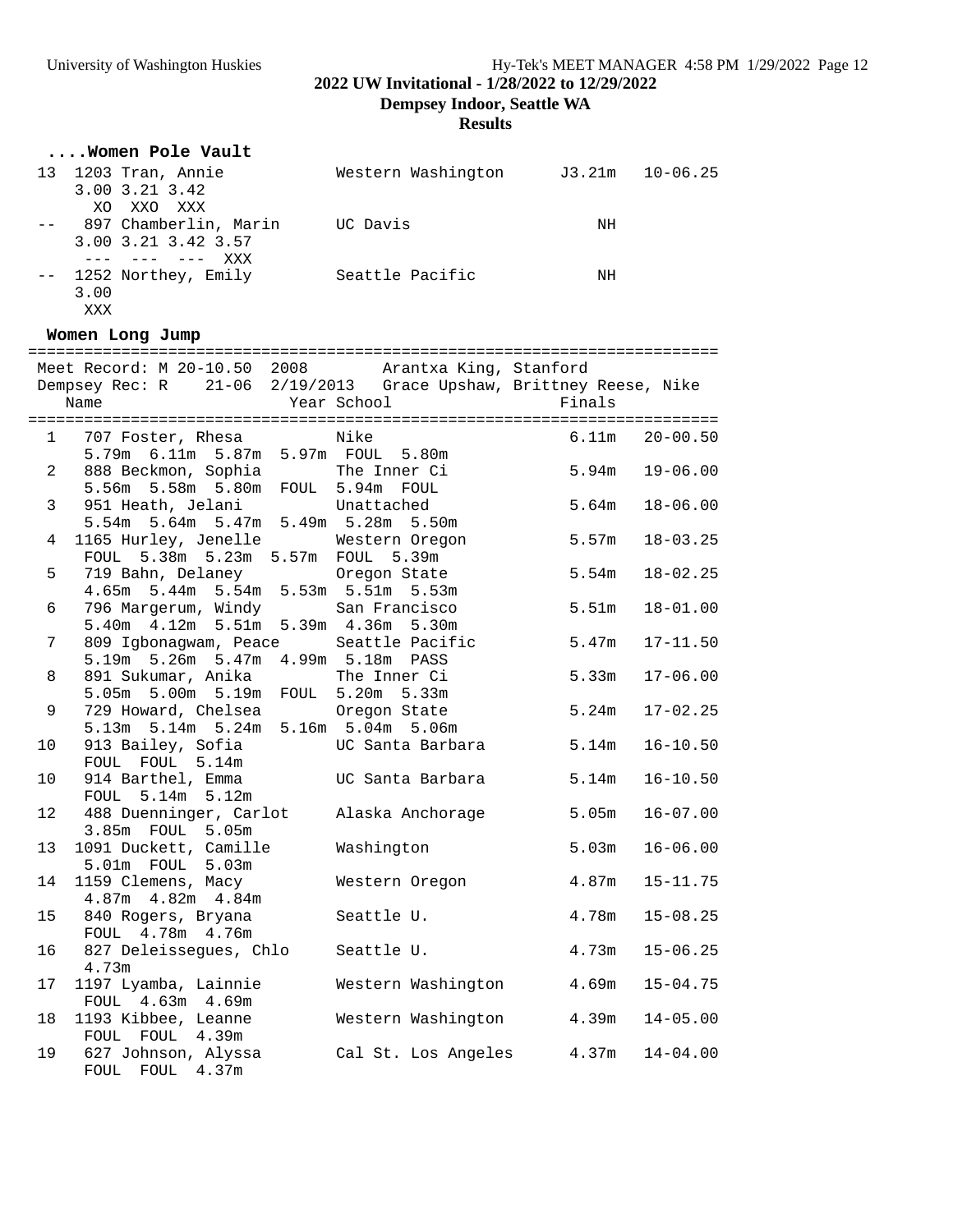2022 UW Invitational - 1/28/2022 to 12/29/2022
Dempsey Indoor, Seattle WA
Results

### ....Women Pole Vault

```
 13  1203 Tran, Annie           Western Washington      J3.21m   10-06.25
     3.00 3.21 3.42
       XO  XXO  XXX
 --   897 Chamberlin, Marin     UC Davis                    NH
     3.00 3.21 3.42 3.57
      ---  ---  ---  XXX
 --  1252 Northey, Emily        Seattle Pacific             NH
     3.00
      XXX
```

### Women Long Jump

```
=========================================================================
 Meet Record: M 20-10.50  2008        Arantxa King, Stanford
 Dempsey Rec: R    21-06  2/19/2013   Grace Upshaw, Brittney Reese, Nike
    Name                    Year School                 Finals
=========================================================================
  1   707 Foster, Rhesa          Nike                     6.11m   20-00.50
      5.79m  6.11m  5.87m  5.97m  FOUL  5.80m
  2   888 Beckmon, Sophia        The Inner Ci             5.94m   19-06.00
      5.56m  5.58m  5.80m  FOUL  5.94m  FOUL
  3   951 Heath, Jelani          Unattached               5.64m   18-06.00
      5.54m  5.64m  5.47m  5.49m  5.28m  5.50m
  4  1165 Hurley, Jenelle        Western Oregon           5.57m   18-03.25
      FOUL  5.38m  5.23m  5.57m  FOUL  5.39m
  5   719 Bahn, Delaney          Oregon State             5.54m   18-02.25
      4.65m  5.44m  5.54m  5.53m  5.51m  5.53m
  6   796 Margerum, Windy        San Francisco            5.51m   18-01.00
      5.40m  4.12m  5.51m  5.39m  4.36m  5.30m
  7   809 Igbonagwam, Peace      Seattle Pacific          5.47m   17-11.50
      5.19m  5.26m  5.47m  4.99m  5.18m  PASS
  8   891 Sukumar, Anika         The Inner Ci             5.33m   17-06.00
      5.05m  5.00m  5.19m  FOUL  5.20m  5.33m
  9   729 Howard, Chelsea        Oregon State             5.24m   17-02.25
      5.13m  5.14m  5.24m  5.16m  5.04m  5.06m
 10   913 Bailey, Sofia          UC Santa Barbara         5.14m   16-10.50
      FOUL  FOUL  5.14m
 10   914 Barthel, Emma          UC Santa Barbara         5.14m   16-10.50
      FOUL  5.14m  5.12m
 12   488 Duenninger, Carlot     Alaska Anchorage         5.05m   16-07.00
      3.85m  FOUL  5.05m
 13  1091 Duckett, Camille       Washington               5.03m   16-06.00
      5.01m  FOUL  5.03m
 14  1159 Clemens, Macy          Western Oregon           4.87m   15-11.75
      4.87m  4.82m  4.84m
 15   840 Rogers, Bryana         Seattle U.               4.78m   15-08.25
      FOUL  4.78m  4.76m
 16   827 Deleissegues, Chlo     Seattle U.               4.73m   15-06.25
      4.73m
 17  1197 Lyamba, Lainnie        Western Washington       4.69m   15-04.75
      FOUL  4.63m  4.69m
 18  1193 Kibbee, Leanne         Western Washington       4.39m   14-05.00
      FOUL  FOUL  4.39m
 19   627 Johnson, Alyssa        Cal St. Los Angeles      4.37m   14-04.00
      FOUL  FOUL  4.37m
```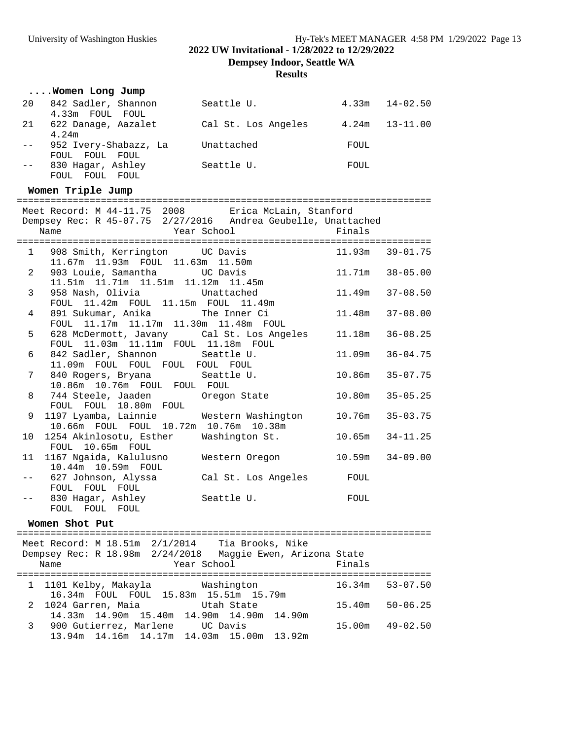# 2022 UW Invitational - 1/28/2022 to 12/29/2022

## Dempsey Indoor, Seattle WA

## Results

### ....Women Long Jump

| Place | Name | School | Finals | |
|---|---|---|---|---|
| 20 | 842 Sadler, Shannon | Seattle U. | 4.33m | 14-02.50 |
| | 4.33m FOUL FOUL | | | |
| 21 | 622 Danage, Aazalet | Cal St. Los Angeles | 4.24m | 13-11.00 |
| | 4.24m | | | |
| -- | 952 Ivery-Shabazz, La | Unattached | FOUL | |
| | FOUL FOUL FOUL | | | |
| -- | 830 Hagar, Ashley | Seattle U. | FOUL | |
| | FOUL FOUL FOUL | | | |

### Women Triple Jump

Meet Record: M 44-11.75 2008 Erica McLain, Stanford
Dempsey Rec: R 45-07.75 2/27/2016 Andrea Geubelle, Unattached

| Place | Name | Year School | Finals | |
|---|---|---|---|---|
| 1 | 908 Smith, Kerrington | UC Davis | 11.93m | 39-01.75 |
| | 11.67m 11.93m FOUL 11.63m 11.50m | | | |
| 2 | 903 Louie, Samantha | UC Davis | 11.71m | 38-05.00 |
| | 11.51m 11.71m 11.51m 11.12m 11.45m | | | |
| 3 | 958 Nash, Olivia | Unattached | 11.49m | 37-08.50 |
| | FOUL 11.42m FOUL 11.15m FOUL 11.49m | | | |
| 4 | 891 Sukumar, Anika | The Inner Ci | 11.48m | 37-08.00 |
| | FOUL 11.17m 11.17m 11.30m 11.48m FOUL | | | |
| 5 | 628 McDermott, Javany | Cal St. Los Angeles | 11.18m | 36-08.25 |
| | FOUL 11.03m 11.11m FOUL 11.18m FOUL | | | |
| 6 | 842 Sadler, Shannon | Seattle U. | 11.09m | 36-04.75 |
| | 11.09m FOUL FOUL FOUL FOUL FOUL | | | |
| 7 | 840 Rogers, Bryana | Seattle U. | 10.86m | 35-07.75 |
| | 10.86m 10.76m FOUL FOUL FOUL | | | |
| 8 | 744 Steele, Jaaden | Oregon State | 10.80m | 35-05.25 |
| | FOUL FOUL 10.80m FOUL | | | |
| 9 | 1197 Lyamba, Lainnie | Western Washington | 10.76m | 35-03.75 |
| | 10.66m FOUL FOUL 10.72m 10.76m 10.38m | | | |
| 10 | 1254 Akinlosotu, Esther | Washington St. | 10.65m | 34-11.25 |
| | FOUL 10.65m FOUL | | | |
| 11 | 1167 Ngaida, Kalulusno | Western Oregon | 10.59m | 34-09.00 |
| | 10.44m 10.59m FOUL | | | |
| -- | 627 Johnson, Alyssa | Cal St. Los Angeles | FOUL | |
| | FOUL FOUL FOUL | | | |
| -- | 830 Hagar, Ashley | Seattle U. | FOUL | |
| | FOUL FOUL FOUL | | | |

### Women Shot Put

Meet Record: M 18.51m 2/1/2014 Tia Brooks, Nike
Dempsey Rec: R 18.98m 2/24/2018 Maggie Ewen, Arizona State

| Place | Name | Year School | Finals | |
|---|---|---|---|---|
| 1 | 1101 Kelby, Makayla | Washington | 16.34m | 53-07.50 |
| | 16.34m FOUL FOUL 15.83m 15.51m 15.79m | | | |
| 2 | 1024 Garren, Maia | Utah State | 15.40m | 50-06.25 |
| | 14.33m 14.90m 15.40m 14.90m 14.90m 14.90m | | | |
| 3 | 900 Gutierrez, Marlene | UC Davis | 15.00m | 49-02.50 |
| | 13.94m 14.16m 14.17m 14.03m 15.00m 13.92m | | | |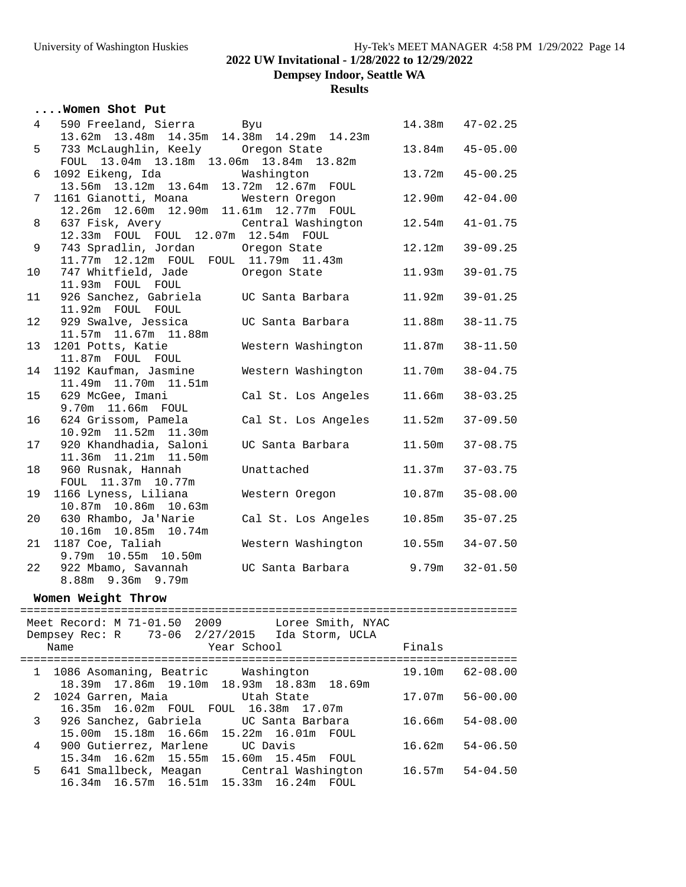**2022 UW Invitational - 1/28/2022 to 12/29/2022**

**Dempsey Indoor, Seattle WA**

**Results**

```
....Women Shot Put
  4   590 Freeland, Sierra      Byu                      14.38m   47-02.25
      13.62m  13.48m  14.35m  14.38m  14.29m  14.23m
  5   733 McLaughlin, Keely     Oregon State             13.84m   45-05.00
      FOUL  13.04m  13.18m  13.06m  13.84m  13.82m
  6  1092 Eikeng, Ida           Washington               13.72m   45-00.25
      13.56m  13.12m  13.64m  13.72m  12.67m  FOUL
  7  1161 Gianotti, Moana       Western Oregon           12.90m   42-04.00
      12.26m  12.60m  12.90m  11.61m  12.77m  FOUL
  8   637 Fisk, Avery           Central Washington       12.54m   41-01.75
      12.33m  FOUL  FOUL  12.07m  12.54m  FOUL
  9   743 Spradlin, Jordan      Oregon State             12.12m   39-09.25
      11.77m  12.12m  FOUL  FOUL  11.79m  11.43m
 10   747 Whitfield, Jade       Oregon State             11.93m   39-01.75
      11.93m  FOUL  FOUL
 11   926 Sanchez, Gabriela     UC Santa Barbara         11.92m   39-01.25
      11.92m  FOUL  FOUL
 12   929 Swalve, Jessica       UC Santa Barbara         11.88m   38-11.75
      11.57m  11.67m  11.88m
 13  1201 Potts, Katie          Western Washington       11.87m   38-11.50
      11.87m  FOUL  FOUL
 14  1192 Kaufman, Jasmine      Western Washington       11.70m   38-04.75
      11.49m  11.70m  11.51m
 15   629 McGee, Imani          Cal St. Los Angeles      11.66m   38-03.25
      9.70m  11.66m  FOUL
 16   624 Grissom, Pamela       Cal St. Los Angeles      11.52m   37-09.50
      10.92m  11.52m  11.30m
 17   920 Khandhadia, Saloni    UC Santa Barbara         11.50m   37-08.75
      11.36m  11.21m  11.50m
 18   960 Rusnak, Hannah        Unattached               11.37m   37-03.75
      FOUL  11.37m  10.77m
 19  1166 Lyness, Liliana       Western Oregon           10.87m   35-08.00
      10.87m  10.86m  10.63m
 20   630 Rhambo, Ja'Narie      Cal St. Los Angeles      10.85m   35-07.25
      10.16m  10.85m  10.74m
 21  1187 Coe, Taliah           Western Washington       10.55m   34-07.50
      9.79m  10.55m  10.50m
 22   922 Mbamo, Savannah       UC Santa Barbara          9.79m   32-01.50
      8.88m  9.36m  9.79m
```

**Women Weight Throw**

```
=========================================================================
 Meet Record: M 71-01.50  2009        Loree Smith, NYAC
 Dempsey Rec: R    73-06  2/27/2015   Ida Storm, UCLA
    Name                    Year School                  Finals
=========================================================================
  1  1086 Asomaning, Beatric    Washington               19.10m   62-08.00
      18.39m  17.86m  19.10m  18.93m  18.83m  18.69m
  2  1024 Garren, Maia          Utah State               17.07m   56-00.00
      16.35m  16.02m  FOUL  FOUL  16.38m  17.07m
  3   926 Sanchez, Gabriela     UC Santa Barbara         16.66m   54-08.00
      15.00m  15.18m  16.66m  15.22m  16.01m  FOUL
  4   900 Gutierrez, Marlene    UC Davis                 16.62m   54-06.50
      15.34m  16.62m  15.55m  15.60m  15.45m  FOUL
  5   641 Smallbeck, Meagan     Central Washington       16.57m   54-04.50
      16.34m  16.57m  16.51m  15.33m  16.24m  FOUL
```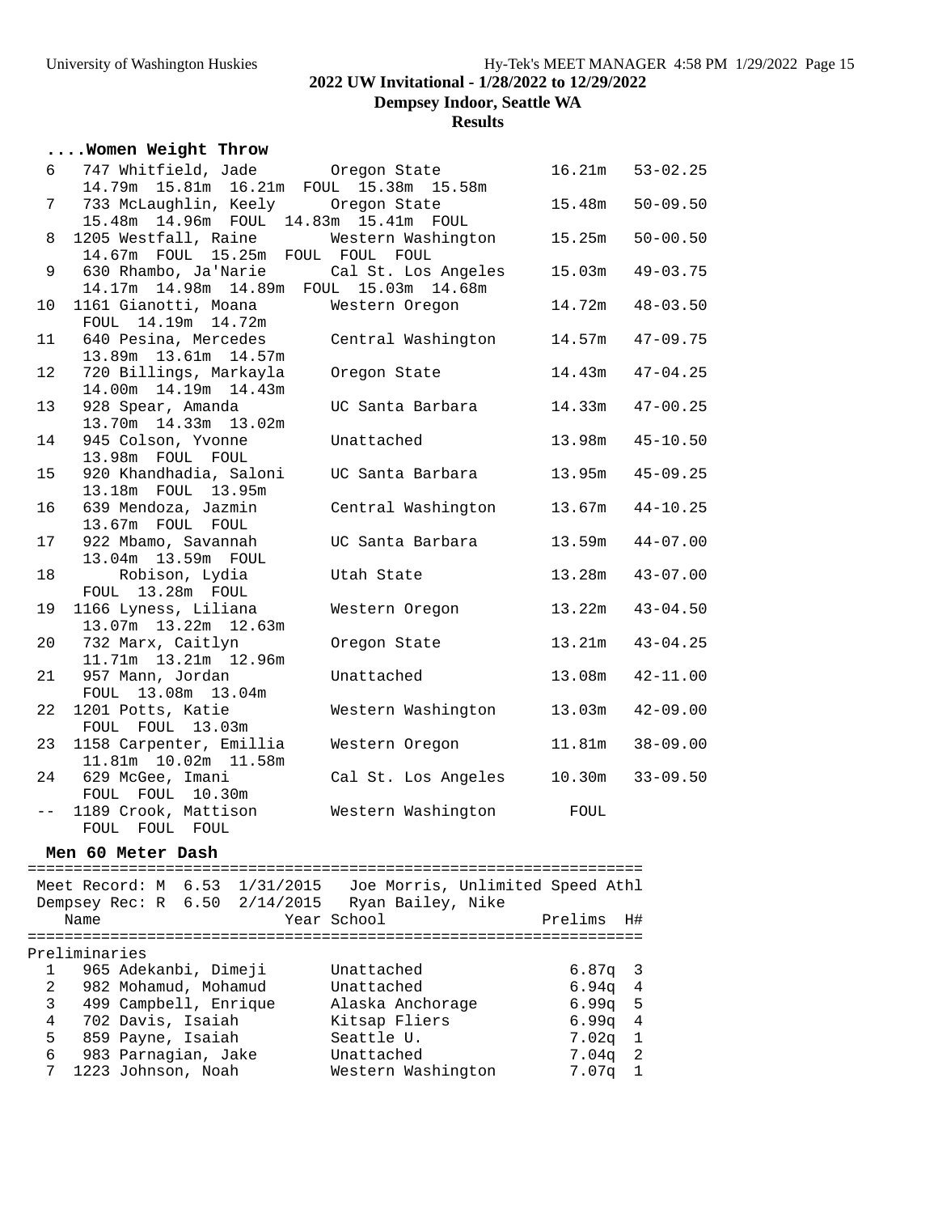**2022 UW Invitational - 1/28/2022 to 12/29/2022**

**Dempsey Indoor, Seattle WA**

**Results**

### ....Women Weight Throw

```
  6   747 Whitfield, Jade        Oregon State             16.21m   53-02.25
      14.79m  15.81m  16.21m  FOUL  15.38m  15.58m
  7   733 McLaughlin, Keely      Oregon State             15.48m   50-09.50
      15.48m  14.96m  FOUL  14.83m  15.41m  FOUL
  8  1205 Westfall, Raine        Western Washington       15.25m   50-00.50
      14.67m  FOUL  15.25m  FOUL  FOUL  FOUL
  9   630 Rhambo, Ja'Narie       Cal St. Los Angeles      15.03m   49-03.75
      14.17m  14.98m  14.89m  FOUL  15.03m  14.68m
 10  1161 Gianotti, Moana        Western Oregon           14.72m   48-03.50
      FOUL  14.19m  14.72m
 11   640 Pesina, Mercedes       Central Washington       14.57m   47-09.75
      13.89m  13.61m  14.57m
 12   720 Billings, Markayla     Oregon State             14.43m   47-04.25
      14.00m  14.19m  14.43m
 13   928 Spear, Amanda          UC Santa Barbara         14.33m   47-00.25
      13.70m  14.33m  13.02m
 14   945 Colson, Yvonne         Unattached               13.98m   45-10.50
      13.98m  FOUL  FOUL
 15   920 Khandhadia, Saloni     UC Santa Barbara         13.95m   45-09.25
      13.18m  FOUL  13.95m
 16   639 Mendoza, Jazmin        Central Washington       13.67m   44-10.25
      13.67m  FOUL  FOUL
 17   922 Mbamo, Savannah        UC Santa Barbara         13.59m   44-07.00
      13.04m  13.59m  FOUL
 18       Robison, Lydia         Utah State               13.28m   43-07.00
      FOUL  13.28m  FOUL
 19  1166 Lyness, Liliana        Western Oregon           13.22m   43-04.50
      13.07m  13.22m  12.63m
 20   732 Marx, Caitlyn          Oregon State             13.21m   43-04.25
      11.71m  13.21m  12.96m
 21   957 Mann, Jordan           Unattached               13.08m   42-11.00
      FOUL  13.08m  13.04m
 22  1201 Potts, Katie           Western Washington       13.03m   42-09.00
      FOUL  FOUL  13.03m
 23  1158 Carpenter, Emillia     Western Oregon           11.81m   38-09.00
      11.81m  10.02m  11.58m
 24   629 McGee, Imani           Cal St. Los Angeles      10.30m   33-09.50
      FOUL  FOUL  10.30m
 --  1189 Crook, Mattison        Western Washington         FOUL
      FOUL  FOUL  FOUL
```

### Men 60 Meter Dash

```
===================================================================
 Meet Record: M  6.53  1/31/2015   Joe Morris, Unlimited Speed Athl
 Dempsey Rec: R  6.50  2/14/2015   Ryan Bailey, Nike
    Name                    Year School                Prelims  H#
===================================================================
Preliminaries
  1   965 Adekanbi, Dimeji       Unattached                6.87q  3
  2   982 Mohamud, Mohamud       Unattached                6.94q  4
  3   499 Campbell, Enrique      Alaska Anchorage          6.99q  5
  4   702 Davis, Isaiah          Kitsap Fliers             6.99q  4
  5   859 Payne, Isaiah          Seattle U.                7.02q  1
  6   983 Parnagian, Jake        Unattached                7.04q  2
  7  1223 Johnson, Noah          Western Washington        7.07q  1
```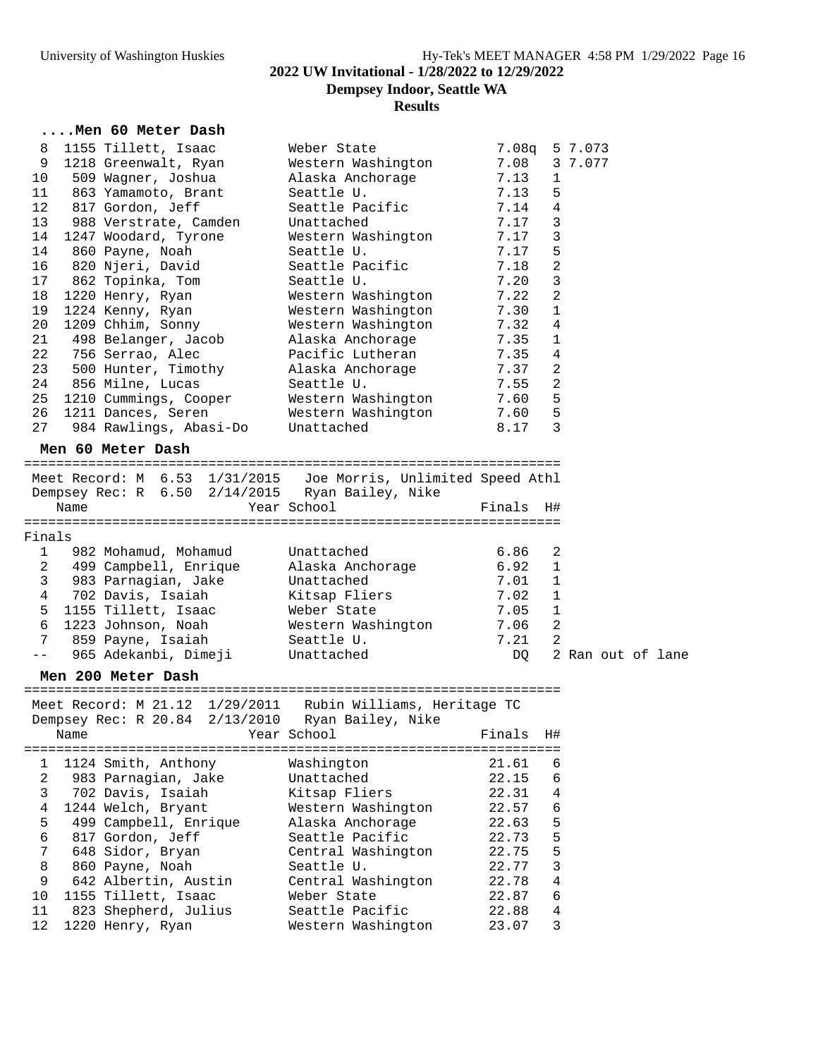## 2022 UW Invitational - 1/28/2022 to 12/29/2022

**Dempsey Indoor, Seattle WA**

**Results**

### ....Men 60 Meter Dash

| Place | # | Name | Year | School | Finals | H# | |
|---|---|---|---|---|---|---|---|
| 8 | 1155 | Tillett, Isaac | | Weber State | 7.08q | 5 | 7.073 |
| 9 | 1218 | Greenwalt, Ryan | | Western Washington | 7.08 | 3 | 7.077 |
| 10 | 509 | Wagner, Joshua | | Alaska Anchorage | 7.13 | 1 | |
| 11 | 863 | Yamamoto, Brant | | Seattle U. | 7.13 | 5 | |
| 12 | 817 | Gordon, Jeff | | Seattle Pacific | 7.14 | 4 | |
| 13 | 988 | Verstrate, Camden | | Unattached | 7.17 | 3 | |
| 14 | 1247 | Woodard, Tyrone | | Western Washington | 7.17 | 3 | |
| 14 | 860 | Payne, Noah | | Seattle U. | 7.17 | 5 | |
| 16 | 820 | Njeri, David | | Seattle Pacific | 7.18 | 2 | |
| 17 | 862 | Topinka, Tom | | Seattle U. | 7.20 | 3 | |
| 18 | 1220 | Henry, Ryan | | Western Washington | 7.22 | 2 | |
| 19 | 1224 | Kenny, Ryan | | Western Washington | 7.30 | 1 | |
| 20 | 1209 | Chhim, Sonny | | Western Washington | 7.32 | 4 | |
| 21 | 498 | Belanger, Jacob | | Alaska Anchorage | 7.35 | 1 | |
| 22 | 756 | Serrao, Alec | | Pacific Lutheran | 7.35 | 4 | |
| 23 | 500 | Hunter, Timothy | | Alaska Anchorage | 7.37 | 2 | |
| 24 | 856 | Milne, Lucas | | Seattle U. | 7.55 | 2 | |
| 25 | 1210 | Cummings, Cooper | | Western Washington | 7.60 | 5 | |
| 26 | 1211 | Dances, Seren | | Western Washington | 7.60 | 5 | |
| 27 | 984 | Rawlings, Abasi-Do | | Unattached | 8.17 | 3 | |

### Men 60 Meter Dash

Meet Record: M 6.53 1/31/2015 Joe Morris, Unlimited Speed Athl
Dempsey Rec: R 6.50 2/14/2015 Ryan Bailey, Nike

**Finals**

| Place | # | Name | Year | School | Finals | H# | |
|---|---|---|---|---|---|---|---|
| 1 | 982 | Mohamud, Mohamud | | Unattached | 6.86 | 2 | |
| 2 | 499 | Campbell, Enrique | | Alaska Anchorage | 6.92 | 1 | |
| 3 | 983 | Parnagian, Jake | | Unattached | 7.01 | 1 | |
| 4 | 702 | Davis, Isaiah | | Kitsap Fliers | 7.02 | 1 | |
| 5 | 1155 | Tillett, Isaac | | Weber State | 7.05 | 1 | |
| 6 | 1223 | Johnson, Noah | | Western Washington | 7.06 | 2 | |
| 7 | 859 | Payne, Isaiah | | Seattle U. | 7.21 | 2 | |
| -- | 965 | Adekanbi, Dimeji | | Unattached | DQ | 2 | Ran out of lane |

### Men 200 Meter Dash

Meet Record: M 21.12 1/29/2011 Rubin Williams, Heritage TC
Dempsey Rec: R 20.84 2/13/2010 Ryan Bailey, Nike

| Place | # | Name | Year | School | Finals | H# |
|---|---|---|---|---|---|---|
| 1 | 1124 | Smith, Anthony | | Washington | 21.61 | 6 |
| 2 | 983 | Parnagian, Jake | | Unattached | 22.15 | 6 |
| 3 | 702 | Davis, Isaiah | | Kitsap Fliers | 22.31 | 4 |
| 4 | 1244 | Welch, Bryant | | Western Washington | 22.57 | 6 |
| 5 | 499 | Campbell, Enrique | | Alaska Anchorage | 22.63 | 5 |
| 6 | 817 | Gordon, Jeff | | Seattle Pacific | 22.73 | 5 |
| 7 | 648 | Sidor, Bryan | | Central Washington | 22.75 | 5 |
| 8 | 860 | Payne, Noah | | Seattle U. | 22.77 | 3 |
| 9 | 642 | Albertin, Austin | | Central Washington | 22.78 | 4 |
| 10 | 1155 | Tillett, Isaac | | Weber State | 22.87 | 6 |
| 11 | 823 | Shepherd, Julius | | Seattle Pacific | 22.88 | 4 |
| 12 | 1220 | Henry, Ryan | | Western Washington | 23.07 | 3 |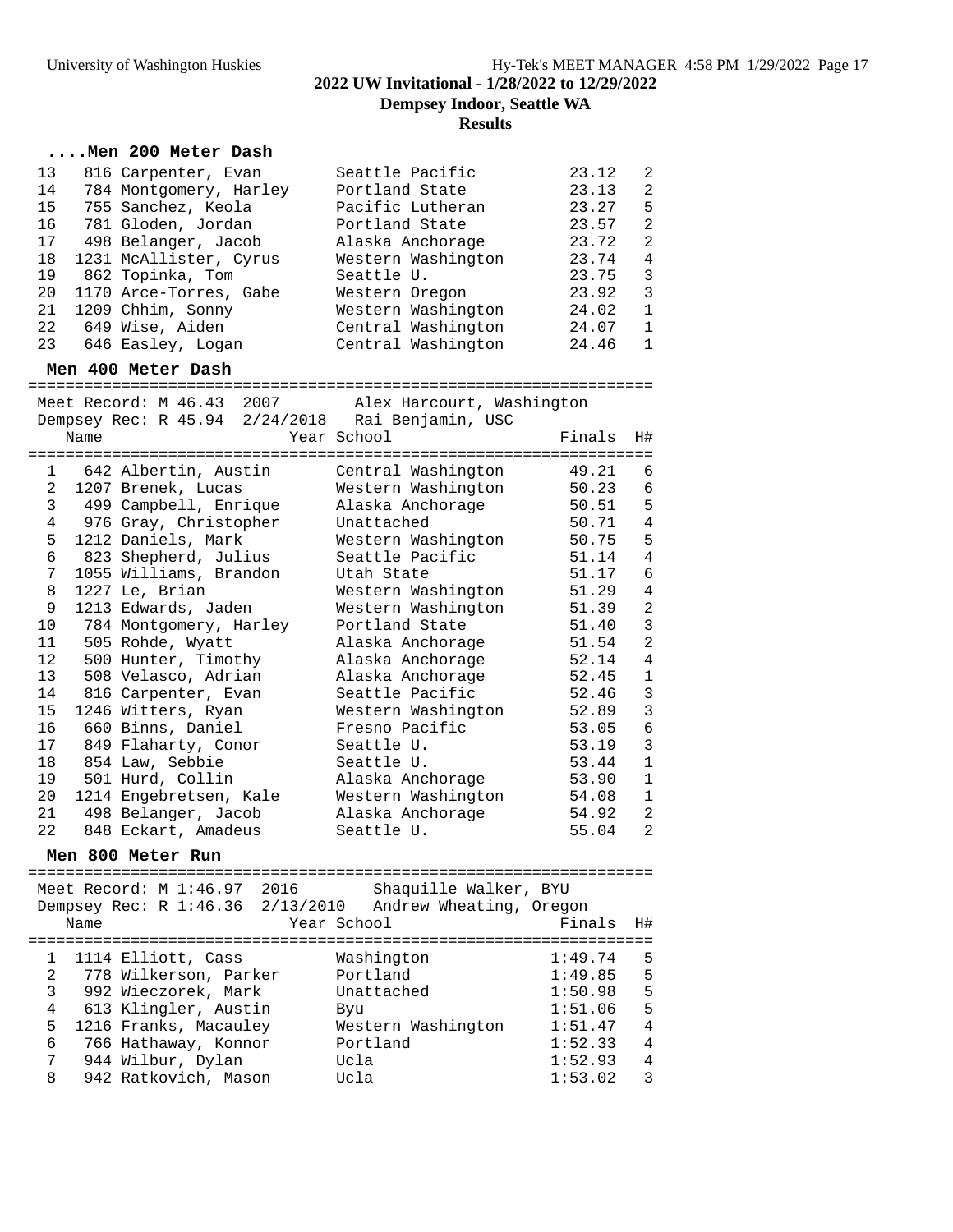## ....Men 200 Meter Dash

| Place | Name | School | Finals | H# |
|---|---|---|---|---|
| 13 | 816 Carpenter, Evan | Seattle Pacific | 23.12 | 2 |
| 14 | 784 Montgomery, Harley | Portland State | 23.13 | 2 |
| 15 | 755 Sanchez, Keola | Pacific Lutheran | 23.27 | 5 |
| 16 | 781 Gloden, Jordan | Portland State | 23.57 | 2 |
| 17 | 498 Belanger, Jacob | Alaska Anchorage | 23.72 | 2 |
| 18 | 1231 McAllister, Cyrus | Western Washington | 23.74 | 4 |
| 19 | 862 Topinka, Tom | Seattle U. | 23.75 | 3 |
| 20 | 1170 Arce-Torres, Gabe | Western Oregon | 23.92 | 3 |
| 21 | 1209 Chhim, Sonny | Western Washington | 24.02 | 1 |
| 22 | 649 Wise, Aiden | Central Washington | 24.07 | 1 |
| 23 | 646 Easley, Logan | Central Washington | 24.46 | 1 |

## Men 400 Meter Dash

Meet Record: M 46.43 2007 Alex Harcourt, Washington
Dempsey Rec: R 45.94 2/24/2018 Rai Benjamin, USC

| Place | Name | Year School | Finals | H# |
|---|---|---|---|---|
| 1 | 642 Albertin, Austin | Central Washington | 49.21 | 6 |
| 2 | 1207 Brenek, Lucas | Western Washington | 50.23 | 6 |
| 3 | 499 Campbell, Enrique | Alaska Anchorage | 50.51 | 5 |
| 4 | 976 Gray, Christopher | Unattached | 50.71 | 4 |
| 5 | 1212 Daniels, Mark | Western Washington | 50.75 | 5 |
| 6 | 823 Shepherd, Julius | Seattle Pacific | 51.14 | 4 |
| 7 | 1055 Williams, Brandon | Utah State | 51.17 | 6 |
| 8 | 1227 Le, Brian | Western Washington | 51.29 | 4 |
| 9 | 1213 Edwards, Jaden | Western Washington | 51.39 | 2 |
| 10 | 784 Montgomery, Harley | Portland State | 51.40 | 3 |
| 11 | 505 Rohde, Wyatt | Alaska Anchorage | 51.54 | 2 |
| 12 | 500 Hunter, Timothy | Alaska Anchorage | 52.14 | 4 |
| 13 | 508 Velasco, Adrian | Alaska Anchorage | 52.45 | 1 |
| 14 | 816 Carpenter, Evan | Seattle Pacific | 52.46 | 3 |
| 15 | 1246 Witters, Ryan | Western Washington | 52.89 | 3 |
| 16 | 660 Binns, Daniel | Fresno Pacific | 53.05 | 6 |
| 17 | 849 Flaharty, Conor | Seattle U. | 53.19 | 3 |
| 18 | 854 Law, Sebbie | Seattle U. | 53.44 | 1 |
| 19 | 501 Hurd, Collin | Alaska Anchorage | 53.90 | 1 |
| 20 | 1214 Engebretsen, Kale | Western Washington | 54.08 | 1 |
| 21 | 498 Belanger, Jacob | Alaska Anchorage | 54.92 | 2 |
| 22 | 848 Eckart, Amadeus | Seattle U. | 55.04 | 2 |

## Men 800 Meter Run

Meet Record: M 1:46.97 2016 Shaquille Walker, BYU
Dempsey Rec: R 1:46.36 2/13/2010 Andrew Wheating, Oregon

| Place | Name | Year School | Finals | H# |
|---|---|---|---|---|
| 1 | 1114 Elliott, Cass | Washington | 1:49.74 | 5 |
| 2 | 778 Wilkerson, Parker | Portland | 1:49.85 | 5 |
| 3 | 992 Wieczorek, Mark | Unattached | 1:50.98 | 5 |
| 4 | 613 Klingler, Austin | Byu | 1:51.06 | 5 |
| 5 | 1216 Franks, Macauley | Western Washington | 1:51.47 | 4 |
| 6 | 766 Hathaway, Konnor | Portland | 1:52.33 | 4 |
| 7 | 944 Wilbur, Dylan | Ucla | 1:52.93 | 4 |
| 8 | 942 Ratkovich, Mason | Ucla | 1:53.02 | 3 |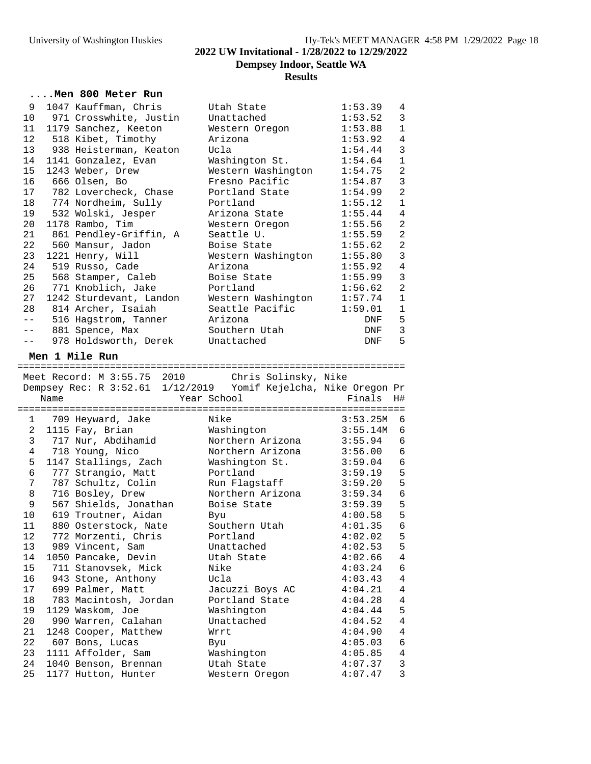**2022 UW Invitational - 1/28/2022 to 12/29/2022**

**Dempsey Indoor, Seattle WA**

**Results**

### ....Men 800 Meter Run

| Place | # | Name | School | Finals | H# |
|---|---|---|---|---|---|
| 9 | 1047 | Kauffman, Chris | Utah State | 1:53.39 | 4 |
| 10 | 971 | Crosswhite, Justin | Unattached | 1:53.52 | 3 |
| 11 | 1179 | Sanchez, Keeton | Western Oregon | 1:53.88 | 1 |
| 12 | 518 | Kibet, Timothy | Arizona | 1:53.92 | 4 |
| 13 | 938 | Heisterman, Keaton | Ucla | 1:54.44 | 3 |
| 14 | 1141 | Gonzalez, Evan | Washington St. | 1:54.64 | 1 |
| 15 | 1243 | Weber, Drew | Western Washington | 1:54.75 | 2 |
| 16 | 666 | Olsen, Bo | Fresno Pacific | 1:54.87 | 3 |
| 17 | 782 | Lovercheck, Chase | Portland State | 1:54.99 | 2 |
| 18 | 774 | Nordheim, Sully | Portland | 1:55.12 | 1 |
| 19 | 532 | Wolski, Jesper | Arizona State | 1:55.44 | 4 |
| 20 | 1178 | Rambo, Tim | Western Oregon | 1:55.56 | 2 |
| 21 | 861 | Pendley-Griffin, A | Seattle U. | 1:55.59 | 2 |
| 22 | 560 | Mansur, Jadon | Boise State | 1:55.62 | 2 |
| 23 | 1221 | Henry, Will | Western Washington | 1:55.80 | 3 |
| 24 | 519 | Russo, Cade | Arizona | 1:55.92 | 4 |
| 25 | 568 | Stamper, Caleb | Boise State | 1:55.99 | 3 |
| 26 | 771 | Knoblich, Jake | Portland | 1:56.62 | 2 |
| 27 | 1242 | Sturdevant, Landon | Western Washington | 1:57.74 | 1 |
| 28 | 814 | Archer, Isaiah | Seattle Pacific | 1:59.01 | 1 |
| -- | 516 | Hagstrom, Tanner | Arizona | DNF | 5 |
| -- | 881 | Spence, Max | Southern Utah | DNF | 3 |
| -- | 978 | Holdsworth, Derek | Unattached | DNF | 5 |

### Men 1 Mile Run

Meet Record: M 3:55.75 2010 Chris Solinsky, Nike
Dempsey Rec: R 3:52.61 1/12/2019 Yomif Kejelcha, Nike Oregon Pr

| Place | # | Name | Year School | Finals | H# |
|---|---|---|---|---|---|
| 1 | 709 | Heyward, Jake | Nike | 3:53.25M | 6 |
| 2 | 1115 | Fay, Brian | Washington | 3:55.14M | 6 |
| 3 | 717 | Nur, Abdihamid | Northern Arizona | 3:55.94 | 6 |
| 4 | 718 | Young, Nico | Northern Arizona | 3:56.00 | 6 |
| 5 | 1147 | Stallings, Zach | Washington St. | 3:59.04 | 6 |
| 6 | 777 | Strangio, Matt | Portland | 3:59.19 | 5 |
| 7 | 787 | Schultz, Colin | Run Flagstaff | 3:59.20 | 5 |
| 8 | 716 | Bosley, Drew | Northern Arizona | 3:59.34 | 6 |
| 9 | 567 | Shields, Jonathan | Boise State | 3:59.39 | 5 |
| 10 | 619 | Troutner, Aidan | Byu | 4:00.58 | 5 |
| 11 | 880 | Osterstock, Nate | Southern Utah | 4:01.35 | 6 |
| 12 | 772 | Morzenti, Chris | Portland | 4:02.02 | 5 |
| 13 | 989 | Vincent, Sam | Unattached | 4:02.53 | 5 |
| 14 | 1050 | Pancake, Devin | Utah State | 4:02.66 | 4 |
| 15 | 711 | Stanovsek, Mick | Nike | 4:03.24 | 6 |
| 16 | 943 | Stone, Anthony | Ucla | 4:03.43 | 4 |
| 17 | 699 | Palmer, Matt | Jacuzzi Boys AC | 4:04.21 | 4 |
| 18 | 783 | Macintosh, Jordan | Portland State | 4:04.28 | 4 |
| 19 | 1129 | Waskom, Joe | Washington | 4:04.44 | 5 |
| 20 | 990 | Warren, Calahan | Unattached | 4:04.52 | 4 |
| 21 | 1248 | Cooper, Matthew | Wrrt | 4:04.90 | 4 |
| 22 | 607 | Bons, Lucas | Byu | 4:05.03 | 6 |
| 23 | 1111 | Affolder, Sam | Washington | 4:05.85 | 4 |
| 24 | 1040 | Benson, Brennan | Utah State | 4:07.37 | 3 |
| 25 | 1177 | Hutton, Hunter | Western Oregon | 4:07.47 | 3 |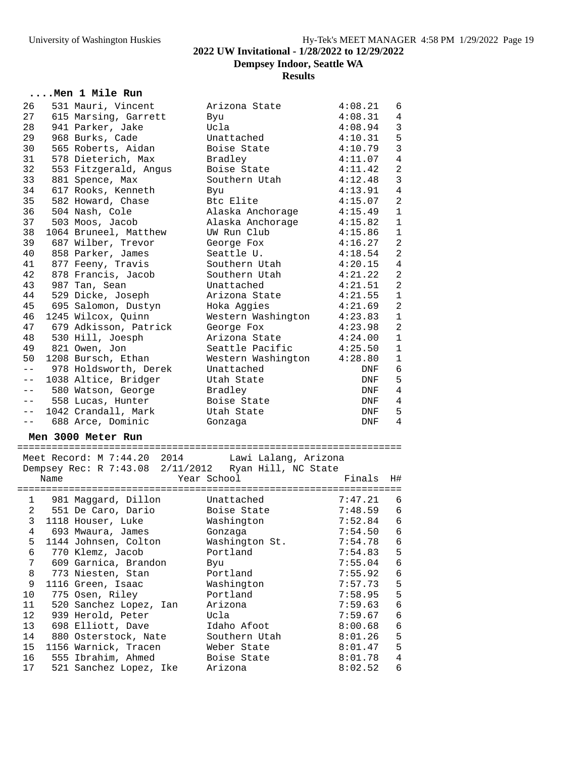# 2022 UW Invitational - 1/28/2022 to 12/29/2022

## Dempsey Indoor, Seattle WA

## Results

### ....Men 1 Mile Run

| Place | # | Name | School | Finals | H# |
|---|---|---|---|---|---|
| 26 | 531 | Mauri, Vincent | Arizona State | 4:08.21 | 6 |
| 27 | 615 | Marsing, Garrett | Byu | 4:08.31 | 4 |
| 28 | 941 | Parker, Jake | Ucla | 4:08.94 | 3 |
| 29 | 968 | Burks, Cade | Unattached | 4:10.31 | 5 |
| 30 | 565 | Roberts, Aidan | Boise State | 4:10.79 | 3 |
| 31 | 578 | Dieterich, Max | Bradley | 4:11.07 | 4 |
| 32 | 553 | Fitzgerald, Angus | Boise State | 4:11.42 | 2 |
| 33 | 881 | Spence, Max | Southern Utah | 4:12.48 | 3 |
| 34 | 617 | Rooks, Kenneth | Byu | 4:13.91 | 4 |
| 35 | 582 | Howard, Chase | Btc Elite | 4:15.07 | 2 |
| 36 | 504 | Nash, Cole | Alaska Anchorage | 4:15.49 | 1 |
| 37 | 503 | Moos, Jacob | Alaska Anchorage | 4:15.82 | 1 |
| 38 | 1064 | Bruneel, Matthew | UW Run Club | 4:15.86 | 1 |
| 39 | 687 | Wilber, Trevor | George Fox | 4:16.27 | 2 |
| 40 | 858 | Parker, James | Seattle U. | 4:18.54 | 2 |
| 41 | 877 | Feeny, Travis | Southern Utah | 4:20.15 | 4 |
| 42 | 878 | Francis, Jacob | Southern Utah | 4:21.22 | 2 |
| 43 | 987 | Tan, Sean | Unattached | 4:21.51 | 2 |
| 44 | 529 | Dicke, Joseph | Arizona State | 4:21.55 | 1 |
| 45 | 695 | Salomon, Dustyn | Hoka Aggies | 4:21.69 | 2 |
| 46 | 1245 | Wilcox, Quinn | Western Washington | 4:23.83 | 1 |
| 47 | 679 | Adkisson, Patrick | George Fox | 4:23.98 | 2 |
| 48 | 530 | Hill, Joesph | Arizona State | 4:24.00 | 1 |
| 49 | 821 | Owen, Jon | Seattle Pacific | 4:25.50 | 1 |
| 50 | 1208 | Bursch, Ethan | Western Washington | 4:28.80 | 1 |
| -- | 978 | Holdsworth, Derek | Unattached | DNF | 6 |
| -- | 1038 | Altice, Bridger | Utah State | DNF | 5 |
| -- | 580 | Watson, George | Bradley | DNF | 4 |
| -- | 558 | Lucas, Hunter | Boise State | DNF | 4 |
| -- | 1042 | Crandall, Mark | Utah State | DNF | 5 |
| -- | 688 | Arce, Dominic | Gonzaga | DNF | 4 |

### Men 3000 Meter Run

Meet Record: M 7:44.20 2014 Lawi Lalang, Arizona
Dempsey Rec: R 7:43.08 2/11/2012 Ryan Hill, NC State

| Place | # | Name | Year School | Finals | H# |
|---|---|---|---|---|---|
| 1 | 981 | Maggard, Dillon | Unattached | 7:47.21 | 6 |
| 2 | 551 | De Caro, Dario | Boise State | 7:48.59 | 6 |
| 3 | 1118 | Houser, Luke | Washington | 7:52.84 | 6 |
| 4 | 693 | Mwaura, James | Gonzaga | 7:54.50 | 6 |
| 5 | 1144 | Johnsen, Colton | Washington St. | 7:54.78 | 6 |
| 6 | 770 | Klemz, Jacob | Portland | 7:54.83 | 5 |
| 7 | 609 | Garnica, Brandon | Byu | 7:55.04 | 6 |
| 8 | 773 | Niesten, Stan | Portland | 7:55.92 | 6 |
| 9 | 1116 | Green, Isaac | Washington | 7:57.73 | 5 |
| 10 | 775 | Osen, Riley | Portland | 7:58.95 | 5 |
| 11 | 520 | Sanchez Lopez, Ian | Arizona | 7:59.63 | 6 |
| 12 | 939 | Herold, Peter | Ucla | 7:59.67 | 6 |
| 13 | 698 | Elliott, Dave | Idaho Afoot | 8:00.68 | 6 |
| 14 | 880 | Osterstock, Nate | Southern Utah | 8:01.26 | 5 |
| 15 | 1156 | Warnick, Tracen | Weber State | 8:01.47 | 5 |
| 16 | 555 | Ibrahim, Ahmed | Boise State | 8:01.78 | 4 |
| 17 | 521 | Sanchez Lopez, Ike | Arizona | 8:02.52 | 6 |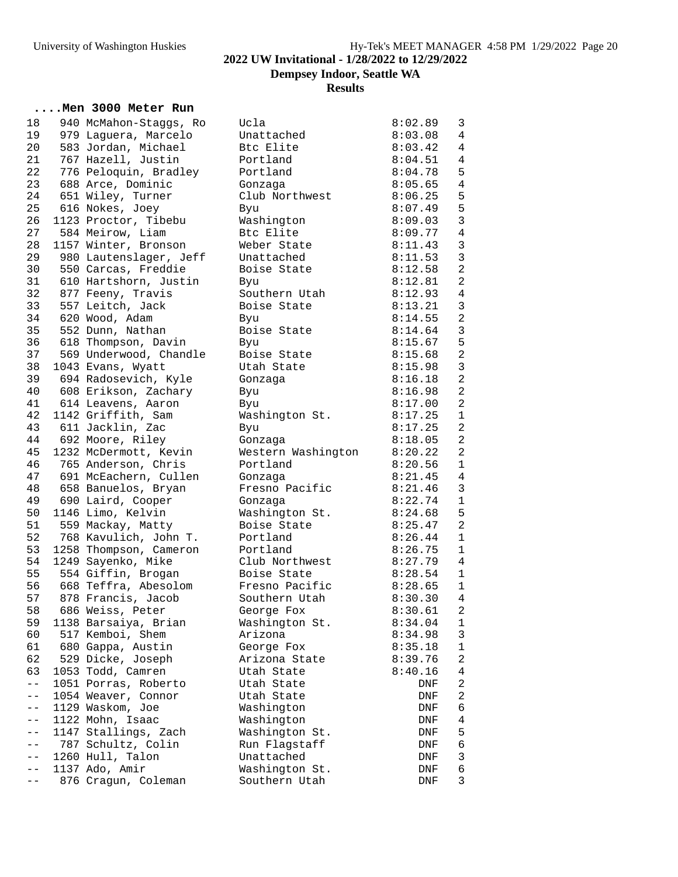2022 UW Invitational - 1/28/2022 to 12/29/2022

Dempsey Indoor, Seattle WA

Results

## ....Men 3000 Meter Run

| Place | # | Name | Team | Time | Heat |
|---|---|---|---|---|---|
| 18 | 940 | McMahon-Staggs, Ro | Ucla | 8:02.89 | 3 |
| 19 | 979 | Laguera, Marcelo | Unattached | 8:03.08 | 4 |
| 20 | 583 | Jordan, Michael | Btc Elite | 8:03.42 | 4 |
| 21 | 767 | Hazell, Justin | Portland | 8:04.51 | 4 |
| 22 | 776 | Peloquin, Bradley | Portland | 8:04.78 | 5 |
| 23 | 688 | Arce, Dominic | Gonzaga | 8:05.65 | 4 |
| 24 | 651 | Wiley, Turner | Club Northwest | 8:06.25 | 5 |
| 25 | 616 | Nokes, Joey | Byu | 8:07.49 | 5 |
| 26 | 1123 | Proctor, Tibebu | Washington | 8:09.03 | 3 |
| 27 | 584 | Meirow, Liam | Btc Elite | 8:09.77 | 4 |
| 28 | 1157 | Winter, Bronson | Weber State | 8:11.43 | 3 |
| 29 | 980 | Lautenslager, Jeff | Unattached | 8:11.53 | 3 |
| 30 | 550 | Carcas, Freddie | Boise State | 8:12.58 | 2 |
| 31 | 610 | Hartshorn, Justin | Byu | 8:12.81 | 2 |
| 32 | 877 | Feeny, Travis | Southern Utah | 8:12.93 | 4 |
| 33 | 557 | Leitch, Jack | Boise State | 8:13.21 | 3 |
| 34 | 620 | Wood, Adam | Byu | 8:14.55 | 2 |
| 35 | 552 | Dunn, Nathan | Boise State | 8:14.64 | 3 |
| 36 | 618 | Thompson, Davin | Byu | 8:15.67 | 5 |
| 37 | 569 | Underwood, Chandle | Boise State | 8:15.68 | 2 |
| 38 | 1043 | Evans, Wyatt | Utah State | 8:15.98 | 3 |
| 39 | 694 | Radosevich, Kyle | Gonzaga | 8:16.18 | 2 |
| 40 | 608 | Erikson, Zachary | Byu | 8:16.98 | 2 |
| 41 | 614 | Leavens, Aaron | Byu | 8:17.00 | 2 |
| 42 | 1142 | Griffith, Sam | Washington St. | 8:17.25 | 1 |
| 43 | 611 | Jacklin, Zac | Byu | 8:17.25 | 2 |
| 44 | 692 | Moore, Riley | Gonzaga | 8:18.05 | 2 |
| 45 | 1232 | McDermott, Kevin | Western Washington | 8:20.22 | 2 |
| 46 | 765 | Anderson, Chris | Portland | 8:20.56 | 1 |
| 47 | 691 | McEachern, Cullen | Gonzaga | 8:21.45 | 4 |
| 48 | 658 | Banuelos, Bryan | Fresno Pacific | 8:21.46 | 3 |
| 49 | 690 | Laird, Cooper | Gonzaga | 8:22.74 | 1 |
| 50 | 1146 | Limo, Kelvin | Washington St. | 8:24.68 | 5 |
| 51 | 559 | Mackay, Matty | Boise State | 8:25.47 | 2 |
| 52 | 768 | Kavulich, John T. | Portland | 8:26.44 | 1 |
| 53 | 1258 | Thompson, Cameron | Portland | 8:26.75 | 1 |
| 54 | 1249 | Sayenko, Mike | Club Northwest | 8:27.79 | 4 |
| 55 | 554 | Giffin, Brogan | Boise State | 8:28.54 | 1 |
| 56 | 668 | Teffra, Abesolom | Fresno Pacific | 8:28.65 | 1 |
| 57 | 878 | Francis, Jacob | Southern Utah | 8:30.30 | 4 |
| 58 | 686 | Weiss, Peter | George Fox | 8:30.61 | 2 |
| 59 | 1138 | Barsaiya, Brian | Washington St. | 8:34.04 | 1 |
| 60 | 517 | Kemboi, Shem | Arizona | 8:34.98 | 3 |
| 61 | 680 | Gappa, Austin | George Fox | 8:35.18 | 1 |
| 62 | 529 | Dicke, Joseph | Arizona State | 8:39.76 | 2 |
| 63 | 1053 | Todd, Camren | Utah State | 8:40.16 | 4 |
| -- | 1051 | Porras, Roberto | Utah State | DNF | 2 |
| -- | 1054 | Weaver, Connor | Utah State | DNF | 2 |
| -- | 1129 | Waskom, Joe | Washington | DNF | 6 |
| -- | 1122 | Mohn, Isaac | Washington | DNF | 4 |
| -- | 1147 | Stallings, Zach | Washington St. | DNF | 5 |
| -- | 787 | Schultz, Colin | Run Flagstaff | DNF | 6 |
| -- | 1260 | Hull, Talon | Unattached | DNF | 3 |
| -- | 1137 | Ado, Amir | Washington St. | DNF | 6 |
| -- | 876 | Cragun, Coleman | Southern Utah | DNF | 3 |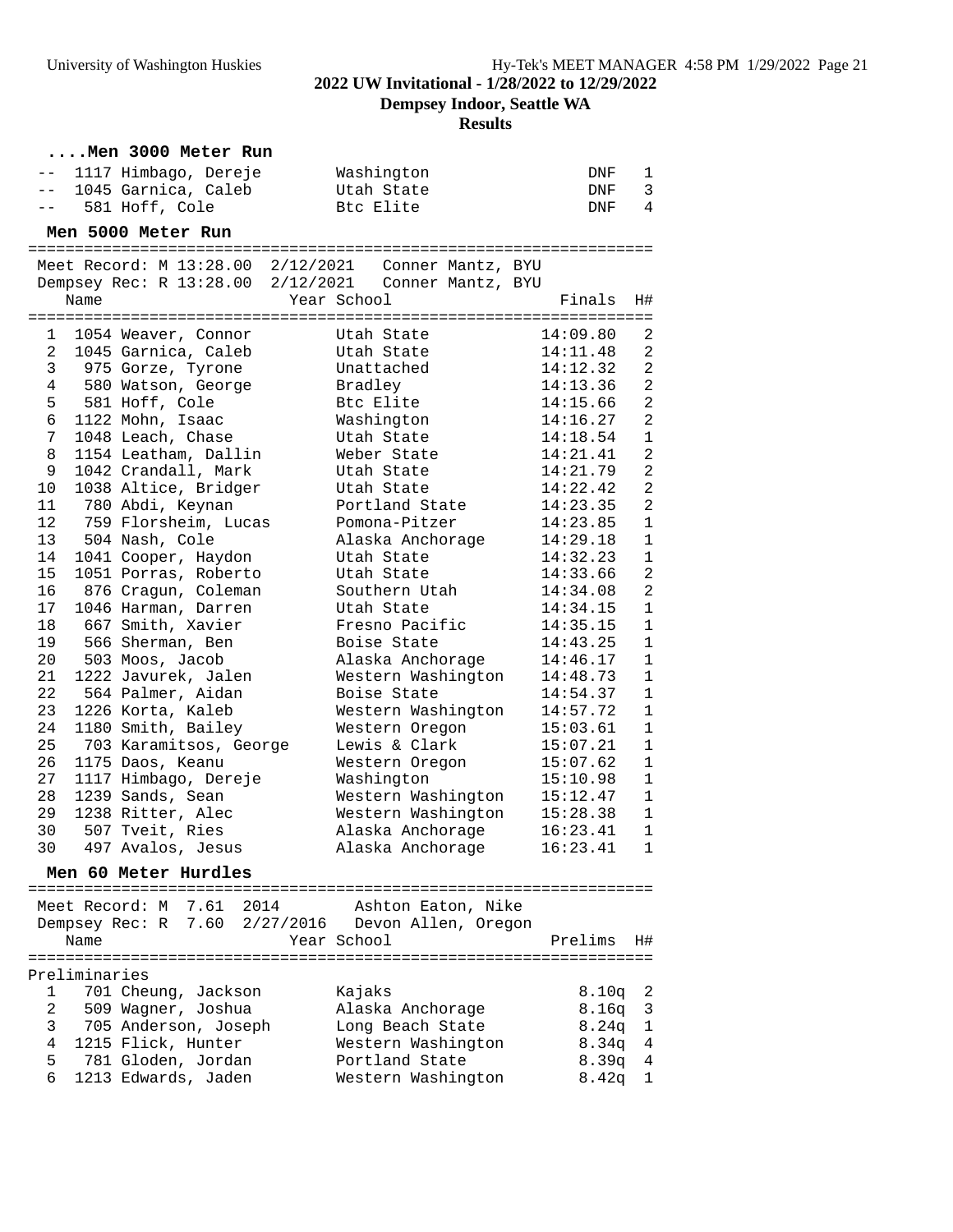## ....Men 3000 Meter Run

| Place | Name | Year | School | Finals | H# |
|---|---|---|---|---|---|
| -- | 1117 Himbago, Dereje | | Washington | DNF | 1 |
| -- | 1045 Garnica, Caleb | | Utah State | DNF | 3 |
| -- | 581 Hoff, Cole | | Btc Elite | DNF | 4 |

## Men 5000 Meter Run

Meet Record: M 13:28.00 2/12/2021 Conner Mantz, BYU
Dempsey Rec: R 13:28.00 2/12/2021 Conner Mantz, BYU

| Place | Name | Year | School | Finals | H# |
|---|---|---|---|---|---|
| 1 | 1054 Weaver, Connor | | Utah State | 14:09.80 | 2 |
| 2 | 1045 Garnica, Caleb | | Utah State | 14:11.48 | 2 |
| 3 | 975 Gorze, Tyrone | | Unattached | 14:12.32 | 2 |
| 4 | 580 Watson, George | | Bradley | 14:13.36 | 2 |
| 5 | 581 Hoff, Cole | | Btc Elite | 14:15.66 | 2 |
| 6 | 1122 Mohn, Isaac | | Washington | 14:16.27 | 2 |
| 7 | 1048 Leach, Chase | | Utah State | 14:18.54 | 1 |
| 8 | 1154 Leatham, Dallin | | Weber State | 14:21.41 | 2 |
| 9 | 1042 Crandall, Mark | | Utah State | 14:21.79 | 2 |
| 10 | 1038 Altice, Bridger | | Utah State | 14:22.42 | 2 |
| 11 | 780 Abdi, Keynan | | Portland State | 14:23.35 | 2 |
| 12 | 759 Florsheim, Lucas | | Pomona-Pitzer | 14:23.85 | 1 |
| 13 | 504 Nash, Cole | | Alaska Anchorage | 14:29.18 | 1 |
| 14 | 1041 Cooper, Haydon | | Utah State | 14:32.23 | 1 |
| 15 | 1051 Porras, Roberto | | Utah State | 14:33.66 | 2 |
| 16 | 876 Cragun, Coleman | | Southern Utah | 14:34.08 | 2 |
| 17 | 1046 Harman, Darren | | Utah State | 14:34.15 | 1 |
| 18 | 667 Smith, Xavier | | Fresno Pacific | 14:35.15 | 1 |
| 19 | 566 Sherman, Ben | | Boise State | 14:43.25 | 1 |
| 20 | 503 Moos, Jacob | | Alaska Anchorage | 14:46.17 | 1 |
| 21 | 1222 Javurek, Jalen | | Western Washington | 14:48.73 | 1 |
| 22 | 564 Palmer, Aidan | | Boise State | 14:54.37 | 1 |
| 23 | 1226 Korta, Kaleb | | Western Washington | 14:57.72 | 1 |
| 24 | 1180 Smith, Bailey | | Western Oregon | 15:03.61 | 1 |
| 25 | 703 Karamitsos, George | | Lewis & Clark | 15:07.21 | 1 |
| 26 | 1175 Daos, Keanu | | Western Oregon | 15:07.62 | 1 |
| 27 | 1117 Himbago, Dereje | | Washington | 15:10.98 | 1 |
| 28 | 1239 Sands, Sean | | Western Washington | 15:12.47 | 1 |
| 29 | 1238 Ritter, Alec | | Western Washington | 15:28.38 | 1 |
| 30 | 507 Tveit, Ries | | Alaska Anchorage | 16:23.41 | 1 |
| 30 | 497 Avalos, Jesus | | Alaska Anchorage | 16:23.41 | 1 |

## Men 60 Meter Hurdles

Meet Record: M 7.61 2014 Ashton Eaton, Nike
Dempsey Rec: R 7.60 2/27/2016 Devon Allen, Oregon

Preliminaries

| Place | Name | Year | School | Prelims | H# |
|---|---|---|---|---|---|
| 1 | 701 Cheung, Jackson | | Kajaks | 8.10q | 2 |
| 2 | 509 Wagner, Joshua | | Alaska Anchorage | 8.16q | 3 |
| 3 | 705 Anderson, Joseph | | Long Beach State | 8.24q | 1 |
| 4 | 1215 Flick, Hunter | | Western Washington | 8.34q | 4 |
| 5 | 781 Gloden, Jordan | | Portland State | 8.39q | 4 |
| 6 | 1213 Edwards, Jaden | | Western Washington | 8.42q | 1 |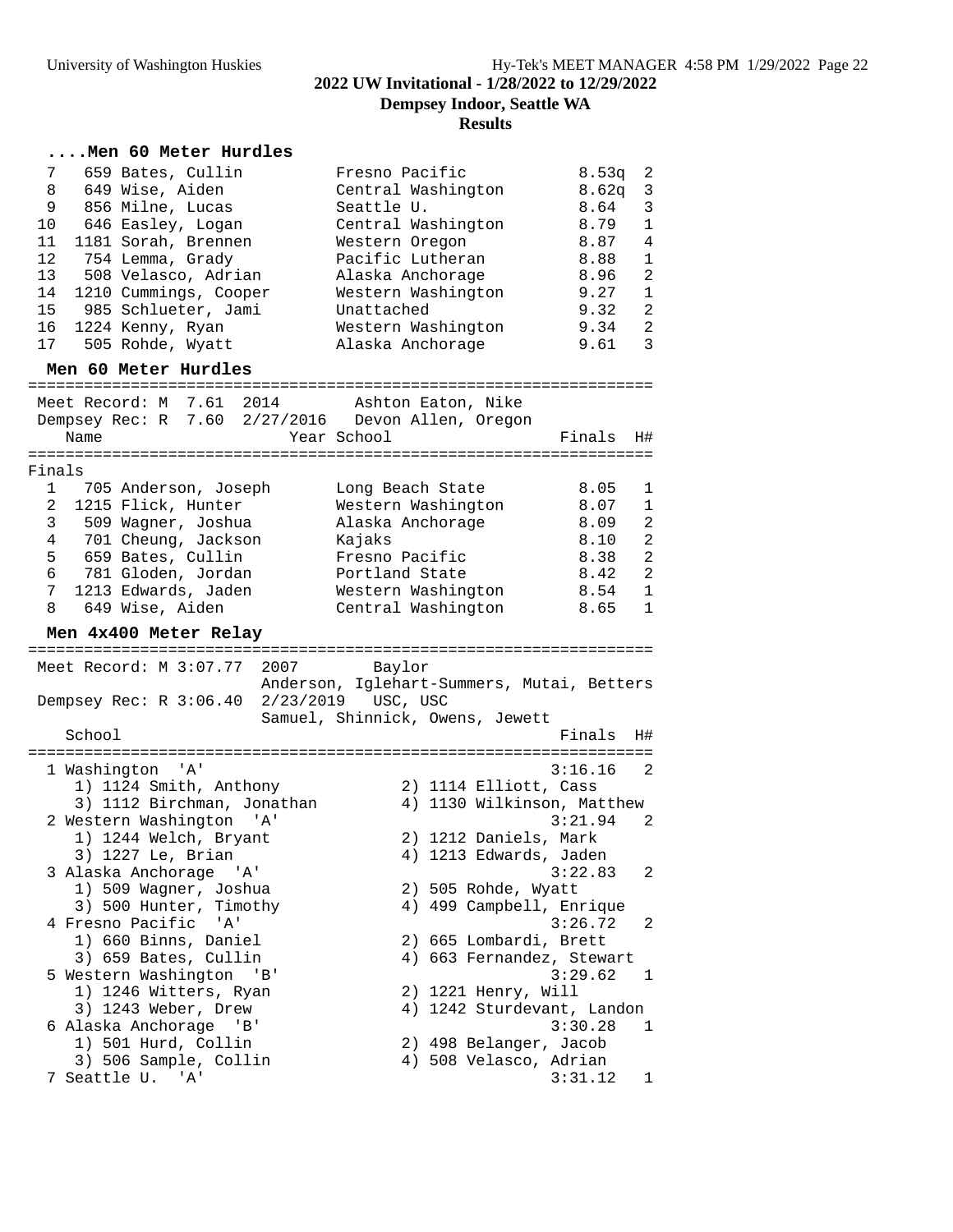**2022 UW Invitational - 1/28/2022 to 12/29/2022**

**Dempsey Indoor, Seattle WA**

**Results**

### ....Men 60 Meter Hurdles

| Place | Bib | Name | School | Finals | H# |
|---|---|---|---|---|---|
| 7 | 659 | Bates, Cullin | Fresno Pacific | 8.53q | 2 |
| 8 | 649 | Wise, Aiden | Central Washington | 8.62q | 3 |
| 9 | 856 | Milne, Lucas | Seattle U. | 8.64 | 3 |
| 10 | 646 | Easley, Logan | Central Washington | 8.79 | 1 |
| 11 | 1181 | Sorah, Brennen | Western Oregon | 8.87 | 4 |
| 12 | 754 | Lemma, Grady | Pacific Lutheran | 8.88 | 1 |
| 13 | 508 | Velasco, Adrian | Alaska Anchorage | 8.96 | 2 |
| 14 | 1210 | Cummings, Cooper | Western Washington | 9.27 | 1 |
| 15 | 985 | Schlueter, Jami | Unattached | 9.32 | 2 |
| 16 | 1224 | Kenny, Ryan | Western Washington | 9.34 | 2 |
| 17 | 505 | Rohde, Wyatt | Alaska Anchorage | 9.61 | 3 |

### Men 60 Meter Hurdles

Meet Record: M 7.61 2014 Ashton Eaton, Nike
Dempsey Rec: R 7.60 2/27/2016 Devon Allen, Oregon

**Finals**

| Place | Bib | Name | Year | School | Finals | H# |
|---|---|---|---|---|---|---|
| 1 | 705 | Anderson, Joseph | | Long Beach State | 8.05 | 1 |
| 2 | 1215 | Flick, Hunter | | Western Washington | 8.07 | 1 |
| 3 | 509 | Wagner, Joshua | | Alaska Anchorage | 8.09 | 2 |
| 4 | 701 | Cheung, Jackson | | Kajaks | 8.10 | 2 |
| 5 | 659 | Bates, Cullin | | Fresno Pacific | 8.38 | 2 |
| 6 | 781 | Gloden, Jordan | | Portland State | 8.42 | 2 |
| 7 | 1213 | Edwards, Jaden | | Western Washington | 8.54 | 1 |
| 8 | 649 | Wise, Aiden | | Central Washington | 8.65 | 1 |

### Men 4x400 Meter Relay

Meet Record: M 3:07.77 2007 Baylor
Anderson, Iglehart-Summers, Mutai, Betters
Dempsey Rec: R 3:06.40 2/23/2019 USC, USC
Samuel, Shinnick, Owens, Jewett

| Place | School | Finals | H# |
|---|---|---|---|
| 1 | Washington 'A' | 3:16.16 | 2 |
| | 1) 1124 Smith, Anthony; 2) 1114 Elliott, Cass; 3) 1112 Birchman, Jonathan; 4) 1130 Wilkinson, Matthew | | |
| 2 | Western Washington 'A' | 3:21.94 | 2 |
| | 1) 1244 Welch, Bryant; 2) 1212 Daniels, Mark; 3) 1227 Le, Brian; 4) 1213 Edwards, Jaden | | |
| 3 | Alaska Anchorage 'A' | 3:22.83 | 2 |
| | 1) 509 Wagner, Joshua; 2) 505 Rohde, Wyatt; 3) 500 Hunter, Timothy; 4) 499 Campbell, Enrique | | |
| 4 | Fresno Pacific 'A' | 3:26.72 | 2 |
| | 1) 660 Binns, Daniel; 2) 665 Lombardi, Brett; 3) 659 Bates, Cullin; 4) 663 Fernandez, Stewart | | |
| 5 | Western Washington 'B' | 3:29.62 | 1 |
| | 1) 1246 Witters, Ryan; 2) 1221 Henry, Will; 3) 1243 Weber, Drew; 4) 1242 Sturdevant, Landon | | |
| 6 | Alaska Anchorage 'B' | 3:30.28 | 1 |
| | 1) 501 Hurd, Collin; 2) 498 Belanger, Jacob; 3) 506 Sample, Collin; 4) 508 Velasco, Adrian | | |
| 7 | Seattle U. 'A' | 3:31.12 | 1 |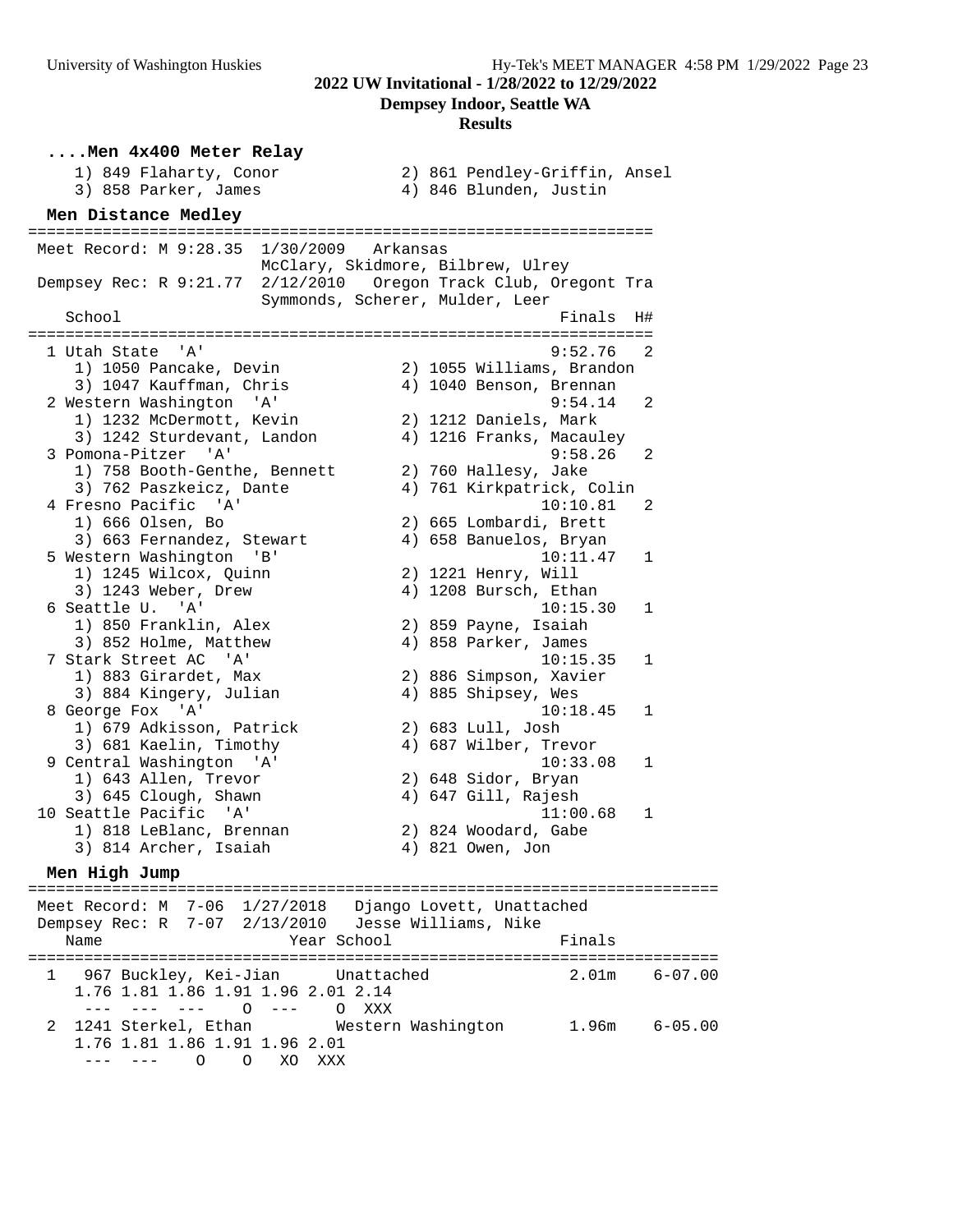## 2022 UW Invitational - 1/28/2022 to 12/29/2022

**Dempsey Indoor, Seattle WA**

**Results**

### ....Men 4x400 Meter Relay

```
    1) 849 Flaharty, Conor            2) 861 Pendley-Griffin, Ansel
    3) 858 Parker, James              4) 846 Blunden, Justin
```

### Men Distance Medley

```
=================================================================
 Meet Record: M 9:28.35  1/30/2009   Arkansas
                        McClary, Skidmore, Bilbrew, Ulrey
 Dempsey Rec: R 9:21.77  2/12/2010   Oregon Track Club, Oregont Tra
                        Symmonds, Scherer, Mulder, Leer
   School                                               Finals  H#
=================================================================
  1 Utah State  'A'                                     9:52.76   2
     1) 1050 Pancake, Devin            2) 1055 Williams, Brandon
     3) 1047 Kauffman, Chris           4) 1040 Benson, Brennan
  2 Western Washington  'A'                             9:54.14   2
     1) 1232 McDermott, Kevin          2) 1212 Daniels, Mark
     3) 1242 Sturdevant, Landon        4) 1216 Franks, Macauley
  3 Pomona-Pitzer  'A'                                  9:58.26   2
     1) 758 Booth-Genthe, Bennett      2) 760 Hallesy, Jake
     3) 762 Paszkeicz, Dante           4) 761 Kirkpatrick, Colin
  4 Fresno Pacific  'A'                                10:10.81   2
     1) 666 Olsen, Bo                  2) 665 Lombardi, Brett
     3) 663 Fernandez, Stewart         4) 658 Banuelos, Bryan
  5 Western Washington  'B'                            10:11.47   1
     1) 1245 Wilcox, Quinn             2) 1221 Henry, Will
     3) 1243 Weber, Drew               4) 1208 Bursch, Ethan
  6 Seattle U.  'A'                                    10:15.30   1
     1) 850 Franklin, Alex             2) 859 Payne, Isaiah
     3) 852 Holme, Matthew             4) 858 Parker, James
  7 Stark Street AC  'A'                               10:15.35   1
     1) 883 Girardet, Max              2) 886 Simpson, Xavier
     3) 884 Kingery, Julian            4) 885 Shipsey, Wes
  8 George Fox  'A'                                    10:18.45   1
     1) 679 Adkisson, Patrick          2) 683 Lull, Josh
     3) 681 Kaelin, Timothy            4) 687 Wilber, Trevor
  9 Central Washington  'A'                            10:33.08   1
     1) 643 Allen, Trevor              2) 648 Sidor, Bryan
     3) 645 Clough, Shawn              4) 647 Gill, Rajesh
 10 Seattle Pacific  'A'                               11:00.68   1
     1) 818 LeBlanc, Brennan           2) 824 Woodard, Gabe
     3) 814 Archer, Isaiah             4) 821 Owen, Jon
```

### Men High Jump

```
==========================================================================
 Meet Record: M  7-06  1/27/2018   Django Lovett, Unattached
 Dempsey Rec: R  7-07  2/13/2010   Jesse Williams, Nike
   Name                    Year School                  Finals
==========================================================================
  1   967 Buckley, Kei-Jian      Unattached              2.01m    6-07.00
     1.76 1.81 1.86 1.91 1.96 2.01 2.14
      ---  ---  ---    O  ---    O  XXX
  2  1241 Sterkel, Ethan         Western Washington      1.96m    6-05.00
     1.76 1.81 1.86 1.91 1.96 2.01
      ---  ---    O    O   XO  XXX
```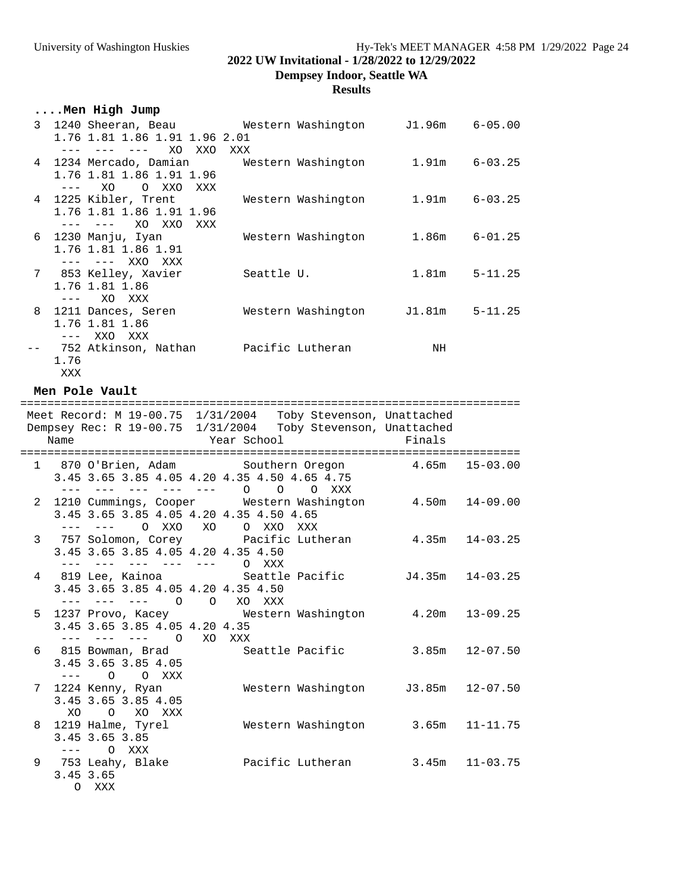## 2022 UW Invitational - 1/28/2022 to 12/29/2022

**Dempsey Indoor, Seattle WA**

**Results**

### ....Men High Jump

```
  3  1240 Sheeran, Beau          Western Washington     J1.96m    6-05.00
     1.76 1.81 1.86 1.91 1.96 2.01
      ---  ---  ---   XO  XXO  XXX
  4  1234 Mercado, Damian        Western Washington      1.91m    6-03.25
     1.76 1.81 1.86 1.91 1.96
      ---   XO    O  XXO  XXX
  4  1225 Kibler, Trent          Western Washington      1.91m    6-03.25
     1.76 1.81 1.86 1.91 1.96
      ---  ---   XO  XXO  XXX
  6  1230 Manju, Iyan            Western Washington      1.86m    6-01.25
     1.76 1.81 1.86 1.91
      ---  ---  XXO  XXX
  7   853 Kelley, Xavier         Seattle U.              1.81m    5-11.25
     1.76 1.81 1.86
      ---   XO  XXX
  8  1211 Dances, Seren          Western Washington     J1.81m    5-11.25
     1.76 1.81 1.86
      ---  XXO  XXX
 --   752 Atkinson, Nathan       Pacific Lutheran           NH
     1.76
      XXX
```

### Men Pole Vault

```
=========================================================================
 Meet Record: M 19-00.75  1/31/2004   Toby Stevenson, Unattached
 Dempsey Rec: R 19-00.75  1/31/2004   Toby Stevenson, Unattached
    Name                    Year School                  Finals
=========================================================================
  1   870 O'Brien, Adam          Southern Oregon         4.65m   15-03.00
     3.45 3.65 3.85 4.05 4.20 4.35 4.50 4.65 4.75
      ---  ---  ---  ---  ---    O    O    O  XXX
  2  1210 Cummings, Cooper       Western Washington      4.50m   14-09.00
     3.45 3.65 3.85 4.05 4.20 4.35 4.50 4.65
      ---  ---    O  XXO   XO    O  XXO  XXX
  3   757 Solomon, Corey         Pacific Lutheran        4.35m   14-03.25
     3.45 3.65 3.85 4.05 4.20 4.35 4.50
      ---  ---  ---  ---  ---    O  XXX
  4   819 Lee, Kainoa            Seattle Pacific        J4.35m   14-03.25
     3.45 3.65 3.85 4.05 4.20 4.35 4.50
      ---  ---  ---    O    O   XO  XXX
  5  1237 Provo, Kacey           Western Washington      4.20m   13-09.25
     3.45 3.65 3.85 4.05 4.20 4.35
      ---  ---  ---    O   XO  XXX
  6   815 Bowman, Brad           Seattle Pacific         3.85m   12-07.50
     3.45 3.65 3.85 4.05
      ---    O    O  XXX
  7  1224 Kenny, Ryan            Western Washington     J3.85m   12-07.50
     3.45 3.65 3.85 4.05
       XO    O   XO  XXX
  8  1219 Halme, Tyrel           Western Washington      3.65m   11-11.75
     3.45 3.65 3.85
      ---    O  XXX
  9   753 Leahy, Blake           Pacific Lutheran        3.45m   11-03.75
     3.45 3.65
        O  XXX
```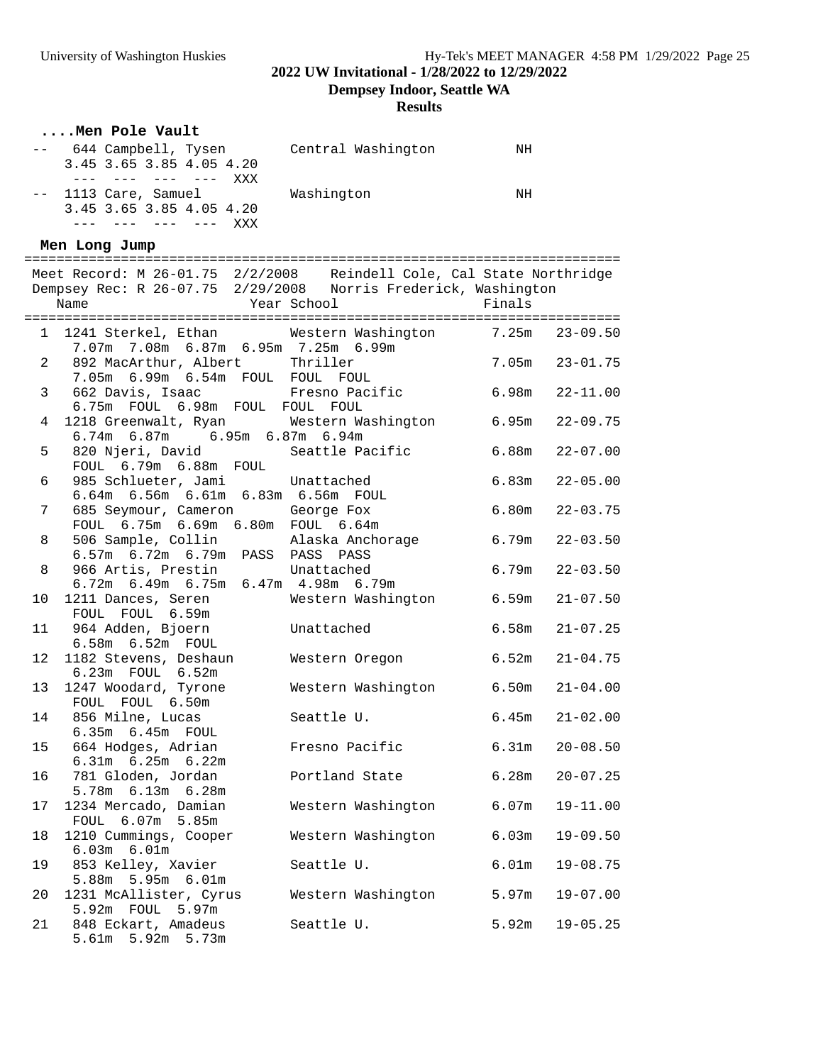## 2022 UW Invitational - 1/28/2022 to 12/29/2022

**Dempsey Indoor, Seattle WA**

**Results**

### ....Men Pole Vault

```
 --   644 Campbell, Tysen         Central Washington          NH
     3.45 3.65 3.85 4.05 4.20
      ---  ---  ---  ---  XXX
 --  1113 Care, Samuel            Washington                  NH
     3.45 3.65 3.85 4.05 4.20
      ---  ---  ---  ---  XXX
```

### Men Long Jump

```
=========================================================================
 Meet Record: M 26-01.75  2/2/2008   Reindell Cole, Cal State Northridge
 Dempsey Rec: R 26-07.75  2/29/2008   Norris Frederick, Washington
    Name                    Year School                    Finals
=========================================================================
  1  1241 Sterkel, Ethan         Western Washington      7.25m   23-09.50
       7.07m  7.08m  6.87m  6.95m  7.25m  6.99m
  2   892 MacArthur, Albert      Thriller                7.05m   23-01.75
       7.05m  6.99m  6.54m  FOUL  FOUL  FOUL
  3   662 Davis, Isaac           Fresno Pacific          6.98m   22-11.00
       6.75m  FOUL  6.98m  FOUL  FOUL  FOUL
  4  1218 Greenwalt, Ryan        Western Washington      6.95m   22-09.75
       6.74m  6.87m     6.95m  6.87m  6.94m
  5   820 Njeri, David           Seattle Pacific         6.88m   22-07.00
       FOUL  6.79m  6.88m  FOUL
  6   985 Schlueter, Jami        Unattached              6.83m   22-05.00
       6.64m  6.56m  6.61m  6.83m  6.56m  FOUL
  7   685 Seymour, Cameron       George Fox              6.80m   22-03.75
       FOUL  6.75m  6.69m  6.80m  FOUL  6.64m
  8   506 Sample, Collin         Alaska Anchorage        6.79m   22-03.50
       6.57m  6.72m  6.79m  PASS  PASS  PASS
  8   966 Artis, Prestin         Unattached              6.79m   22-03.50
       6.72m  6.49m  6.75m  6.47m  4.98m  6.79m
 10  1211 Dances, Seren          Western Washington      6.59m   21-07.50
       FOUL  FOUL  6.59m
 11   964 Adden, Bjoern          Unattached              6.58m   21-07.25
       6.58m  6.52m  FOUL
 12  1182 Stevens, Deshaun       Western Oregon          6.52m   21-04.75
       6.23m  FOUL  6.52m
 13  1247 Woodard, Tyrone        Western Washington      6.50m   21-04.00
       FOUL  FOUL  6.50m
 14   856 Milne, Lucas           Seattle U.              6.45m   21-02.00
       6.35m  6.45m  FOUL
 15   664 Hodges, Adrian         Fresno Pacific          6.31m   20-08.50
       6.31m  6.25m  6.22m
 16   781 Gloden, Jordan         Portland State          6.28m   20-07.25
       5.78m  6.13m  6.28m
 17  1234 Mercado, Damian        Western Washington      6.07m   19-11.00
       FOUL  6.07m  5.85m
 18  1210 Cummings, Cooper       Western Washington      6.03m   19-09.50
       6.03m  6.01m
 19   853 Kelley, Xavier         Seattle U.              6.01m   19-08.75
       5.88m  5.95m  6.01m
 20  1231 McAllister, Cyrus      Western Washington      5.97m   19-07.00
       5.92m  FOUL  5.97m
 21   848 Eckart, Amadeus        Seattle U.              5.92m   19-05.25
       5.61m  5.92m  5.73m
```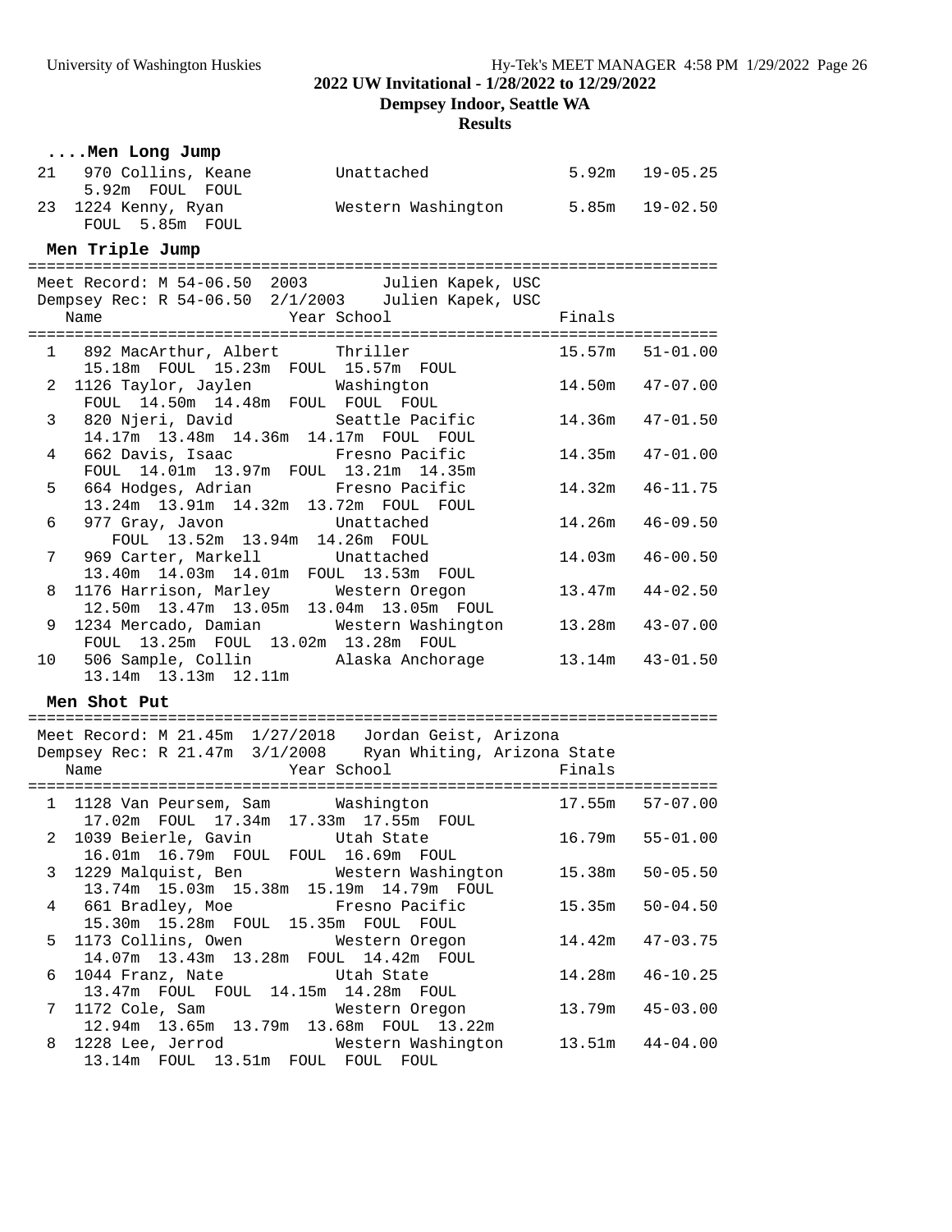## 2022 UW Invitational - 1/28/2022 to 12/29/2022

**Dempsey Indoor, Seattle WA**

**Results**

### ....Men Long Jump

```
 21   970 Collins, Keane        Unattached               5.92m   19-05.25
      5.92m  FOUL  FOUL
 23  1224 Kenny, Ryan           Western Washington       5.85m   19-02.50
      FOUL  5.85m  FOUL
```

### Men Triple Jump

```
=========================================================================
 Meet Record: M 54-06.50  2003         Julien Kapek, USC
 Dempsey Rec: R 54-06.50  2/1/2003    Julien Kapek, USC
    Name                    Year School                  Finals
=========================================================================
  1   892 MacArthur, Albert      Thriller                15.57m   51-01.00
      15.18m  FOUL  15.23m  FOUL  15.57m  FOUL
  2  1126 Taylor, Jaylen         Washington              14.50m   47-07.00
      FOUL  14.50m  14.48m  FOUL  FOUL  FOUL
  3   820 Njeri, David           Seattle Pacific         14.36m   47-01.50
      14.17m  13.48m  14.36m  14.17m  FOUL  FOUL
  4   662 Davis, Isaac           Fresno Pacific          14.35m   47-01.00
      FOUL  14.01m  13.97m  FOUL  13.21m  14.35m
  5   664 Hodges, Adrian         Fresno Pacific          14.32m   46-11.75
      13.24m  13.91m  14.32m  13.72m  FOUL  FOUL
  6   977 Gray, Javon            Unattached              14.26m   46-09.50
        FOUL  13.52m  13.94m  14.26m  FOUL
  7   969 Carter, Markell        Unattached              14.03m   46-00.50
      13.40m  14.03m  14.01m  FOUL  13.53m  FOUL
  8  1176 Harrison, Marley       Western Oregon          13.47m   44-02.50
      12.50m  13.47m  13.05m  13.04m  13.05m  FOUL
  9  1234 Mercado, Damian        Western Washington      13.28m   43-07.00
      FOUL  13.25m  FOUL  13.02m  13.28m  FOUL
 10   506 Sample, Collin         Alaska Anchorage        13.14m   43-01.50
      13.14m  13.13m  12.11m
```

### Men Shot Put

```
=========================================================================
 Meet Record: M 21.45m  1/27/2018   Jordan Geist, Arizona
 Dempsey Rec: R 21.47m  3/1/2008    Ryan Whiting, Arizona State
    Name                    Year School                  Finals
=========================================================================
  1  1128 Van Peursem, Sam       Washington              17.55m   57-07.00
      17.02m  FOUL  17.34m  17.33m  17.55m  FOUL
  2  1039 Beierle, Gavin         Utah State              16.79m   55-01.00
      16.01m  16.79m  FOUL  FOUL  16.69m  FOUL
  3  1229 Malquist, Ben          Western Washington      15.38m   50-05.50
      13.74m  15.03m  15.38m  15.19m  14.79m  FOUL
  4   661 Bradley, Moe           Fresno Pacific          15.35m   50-04.50
      15.30m  15.28m  FOUL  15.35m  FOUL  FOUL
  5  1173 Collins, Owen          Western Oregon          14.42m   47-03.75
      14.07m  13.43m  13.28m  FOUL  14.42m  FOUL
  6  1044 Franz, Nate            Utah State              14.28m   46-10.25
      13.47m  FOUL  FOUL  14.15m  14.28m  FOUL
  7  1172 Cole, Sam              Western Oregon          13.79m   45-03.00
      12.94m  13.65m  13.79m  13.68m  FOUL  13.22m
  8  1228 Lee, Jerrod            Western Washington      13.51m   44-04.00
      13.14m  FOUL  13.51m  FOUL  FOUL  FOUL
```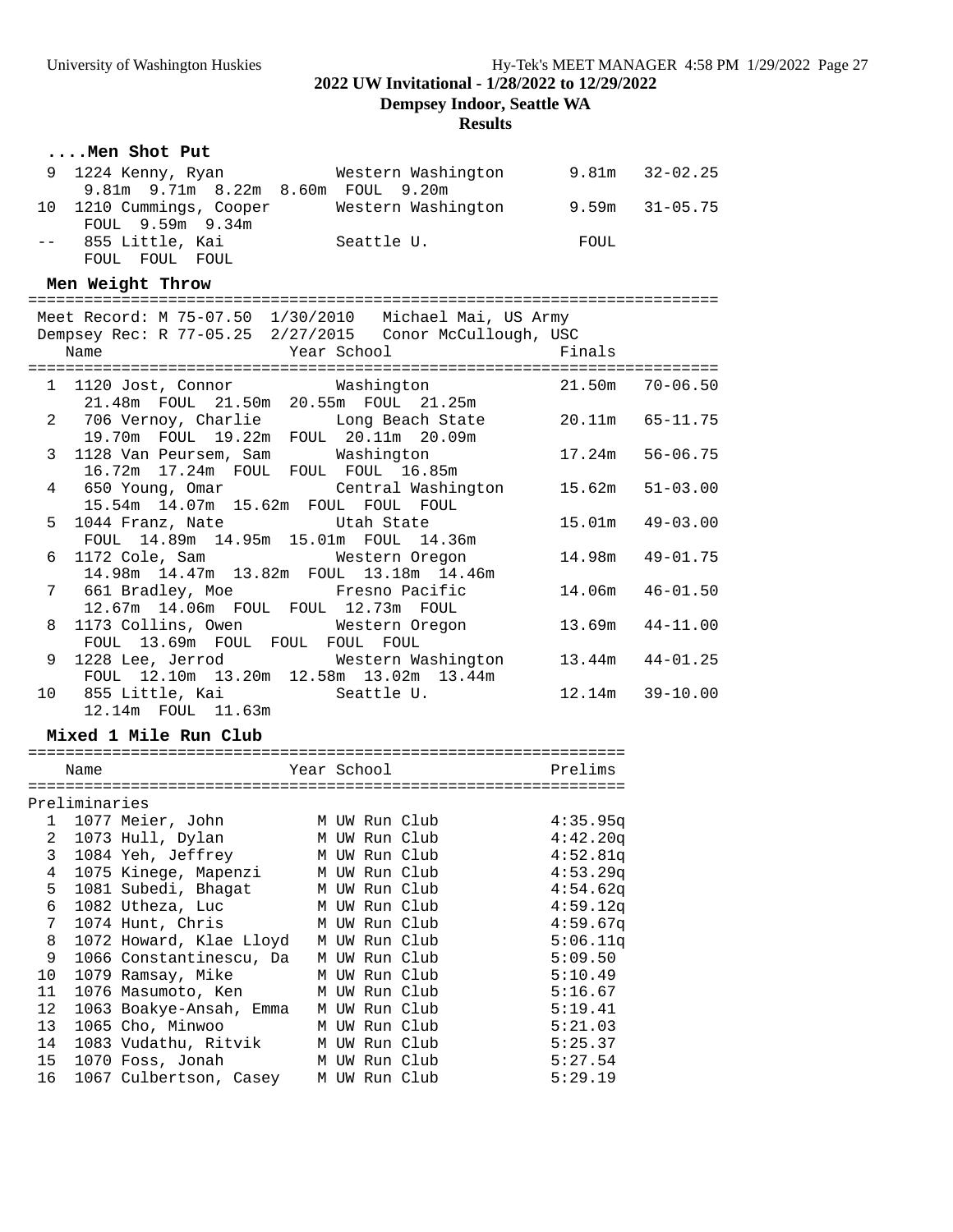## 2022 UW Invitational - 1/28/2022 to 12/29/2022

### Dempsey Indoor, Seattle WA

### Results

#### ....Men Shot Put

| Place | Name | Year | School | Finals | |
|---|---|---|---|---|---|
| 9 | 1224 Kenny, Ryan | | Western Washington | 9.81m | 32-02.25 |
| | 9.81m 9.71m 8.22m 8.60m FOUL 9.20m | | | | |
| 10 | 1210 Cummings, Cooper | | Western Washington | 9.59m | 31-05.75 |
| | FOUL 9.59m 9.34m | | | | |
| -- | 855 Little, Kai | | Seattle U. | FOUL | |
| | FOUL FOUL FOUL | | | | |

#### Men Weight Throw

Meet Record: M 75-07.50 1/30/2010 Michael Mai, US Army
Dempsey Rec: R 77-05.25 2/27/2015 Conor McCullough, USC

| Place | Name | Year | School | Finals | |
|---|---|---|---|---|---|
| 1 | 1120 Jost, Connor | | Washington | 21.50m | 70-06.50 |
| | 21.48m FOUL 21.50m 20.55m FOUL 21.25m | | | | |
| 2 | 706 Vernoy, Charlie | | Long Beach State | 20.11m | 65-11.75 |
| | 19.70m FOUL 19.22m FOUL 20.11m 20.09m | | | | |
| 3 | 1128 Van Peursem, Sam | | Washington | 17.24m | 56-06.75 |
| | 16.72m 17.24m FOUL FOUL FOUL 16.85m | | | | |
| 4 | 650 Young, Omar | | Central Washington | 15.62m | 51-03.00 |
| | 15.54m 14.07m 15.62m FOUL FOUL FOUL | | | | |
| 5 | 1044 Franz, Nate | | Utah State | 15.01m | 49-03.00 |
| | FOUL 14.89m 14.95m 15.01m FOUL 14.36m | | | | |
| 6 | 1172 Cole, Sam | | Western Oregon | 14.98m | 49-01.75 |
| | 14.98m 14.47m 13.82m FOUL 13.18m 14.46m | | | | |
| 7 | 661 Bradley, Moe | | Fresno Pacific | 14.06m | 46-01.50 |
| | 12.67m 14.06m FOUL FOUL 12.73m FOUL | | | | |
| 8 | 1173 Collins, Owen | | Western Oregon | 13.69m | 44-11.00 |
| | FOUL 13.69m FOUL FOUL FOUL FOUL | | | | |
| 9 | 1228 Lee, Jerrod | | Western Washington | 13.44m | 44-01.25 |
| | FOUL 12.10m 13.20m 12.58m 13.02m 13.44m | | | | |
| 10 | 855 Little, Kai | | Seattle U. | 12.14m | 39-10.00 |
| | 12.14m FOUL 11.63m | | | | |

#### Mixed 1 Mile Run Club

| Place | Name | Year | School | Prelims |
|---|---|---|---|---|
| **Preliminaries** | | | | |
| 1 | 1077 Meier, John | M | UW Run Club | 4:35.95q |
| 2 | 1073 Hull, Dylan | M | UW Run Club | 4:42.20q |
| 3 | 1084 Yeh, Jeffrey | M | UW Run Club | 4:52.81q |
| 4 | 1075 Kinege, Mapenzi | M | UW Run Club | 4:53.29q |
| 5 | 1081 Subedi, Bhagat | M | UW Run Club | 4:54.62q |
| 6 | 1082 Utheza, Luc | M | UW Run Club | 4:59.12q |
| 7 | 1074 Hunt, Chris | M | UW Run Club | 4:59.67q |
| 8 | 1072 Howard, Klae Lloyd | M | UW Run Club | 5:06.11q |
| 9 | 1066 Constantinescu, Da | M | UW Run Club | 5:09.50 |
| 10 | 1079 Ramsay, Mike | M | UW Run Club | 5:10.49 |
| 11 | 1076 Masumoto, Ken | M | UW Run Club | 5:16.67 |
| 12 | 1063 Boakye-Ansah, Emma | M | UW Run Club | 5:19.41 |
| 13 | 1065 Cho, Minwoo | M | UW Run Club | 5:21.03 |
| 14 | 1083 Vudathu, Ritvik | M | UW Run Club | 5:25.37 |
| 15 | 1070 Foss, Jonah | M | UW Run Club | 5:27.54 |
| 16 | 1067 Culbertson, Casey | M | UW Run Club | 5:29.19 |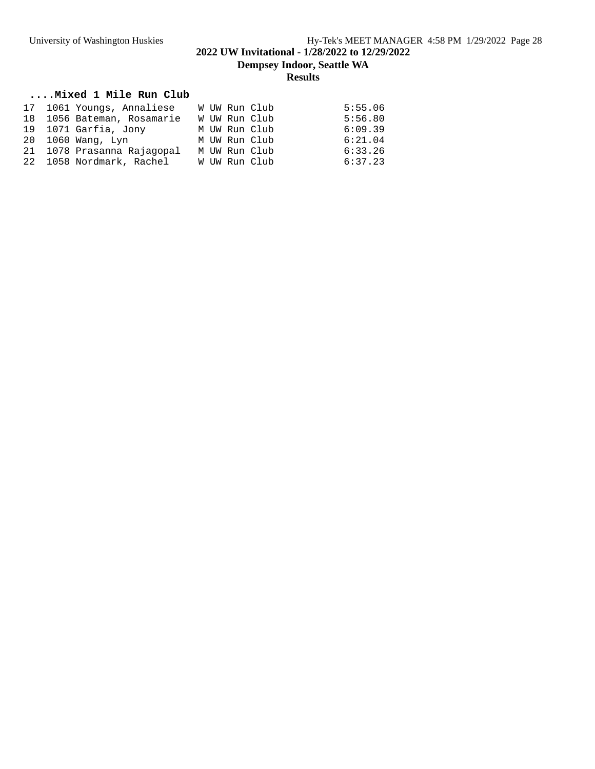2022 UW Invitational - 1/28/2022 to 12/29/2022

Dempsey Indoor, Seattle WA

Results

**....Mixed 1 Mile Run Club**

| | | | | | |
|---|---|---|---|---|---|
| 17 | 1061 | Youngs, Annaliese | W | UW Run Club | 5:55.06 |
| 18 | 1056 | Bateman, Rosamarie | W | UW Run Club | 5:56.80 |
| 19 | 1071 | Garfia, Jony | M | UW Run Club | 6:09.39 |
| 20 | 1060 | Wang, Lyn | M | UW Run Club | 6:21.04 |
| 21 | 1078 | Prasanna Rajagopal | M | UW Run Club | 6:33.26 |
| 22 | 1058 | Nordmark, Rachel | W | UW Run Club | 6:37.23 |